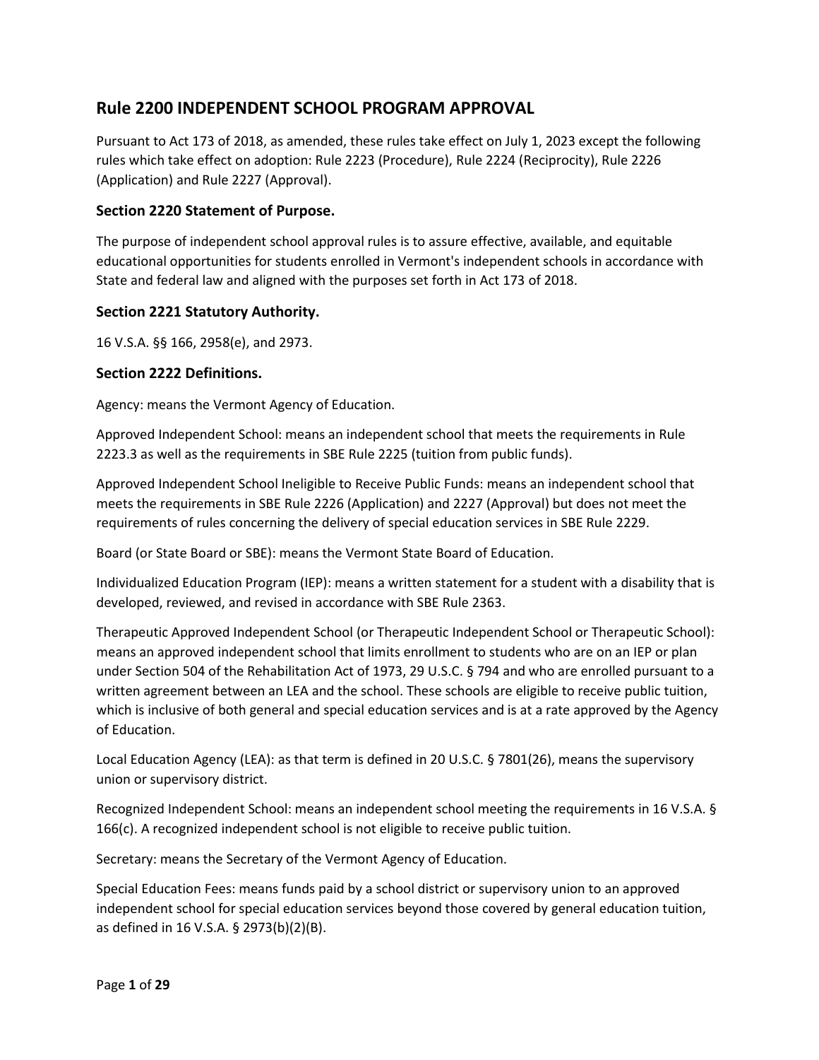# Rule 2200 INDEPENDENT SCHOOL PROGRAM APPROVAL

Pursuant to Act 173 of 2018, as amended, these rules take effect on July 1, 2023 except the following rules which take effect on adoption: Rule 2223 (Procedure), Rule 2224 (Reciprocity), Rule 2226 (Application) and Rule 2227 (Approval).

## Section 2220 Statement of Purpose.

The purpose of independent school approval rules is to assure effective, available, and equitable educational opportunities for students enrolled in Vermont's independent schools in accordance with State and federal law and aligned with the purposes set forth in Act 173 of 2018.

## Section 2221 Statutory Authority.

16 V.S.A. §§ 166, 2958(e), and 2973.

## Section 2222 Definitions.

Agency: means the Vermont Agency of Education.

Approved Independent School: means an independent school that meets the requirements in Rule 2223.3 as well as the requirements in SBE Rule 2225 (tuition from public funds).

Approved Independent School Ineligible to Receive Public Funds: means an independent school that meets the requirements in SBE Rule 2226 (Application) and 2227 (Approval) but does not meet the requirements of rules concerning the delivery of special education services in SBE Rule 2229.

Board (or State Board or SBE): means the Vermont State Board of Education.

Individualized Education Program (IEP): means a written statement for a student with a disability that is developed, reviewed, and revised in accordance with SBE Rule 2363.

Therapeutic Approved Independent School (or Therapeutic Independent School or Therapeutic School): means an approved independent school that limits enrollment to students who are on an IEP or plan under Section 504 of the Rehabilitation Act of 1973, 29 U.S.C. § 794 and who are enrolled pursuant to a written agreement between an LEA and the school. These schools are eligible to receive public tuition, which is inclusive of both general and special education services and is at a rate approved by the Agency of Education.

Local Education Agency (LEA): as that term is defined in 20 U.S.C. § 7801(26), means the supervisory union or supervisory district.

Recognized Independent School: means an independent school meeting the requirements in 16 V.S.A. § 166(c). A recognized independent school is not eligible to receive public tuition.

Secretary: means the Secretary of the Vermont Agency of Education.

Special Education Fees: means funds paid by a school district or supervisory union to an approved independent school for special education services beyond those covered by general education tuition, as defined in 16 V.S.A. § 2973(b)(2)(B).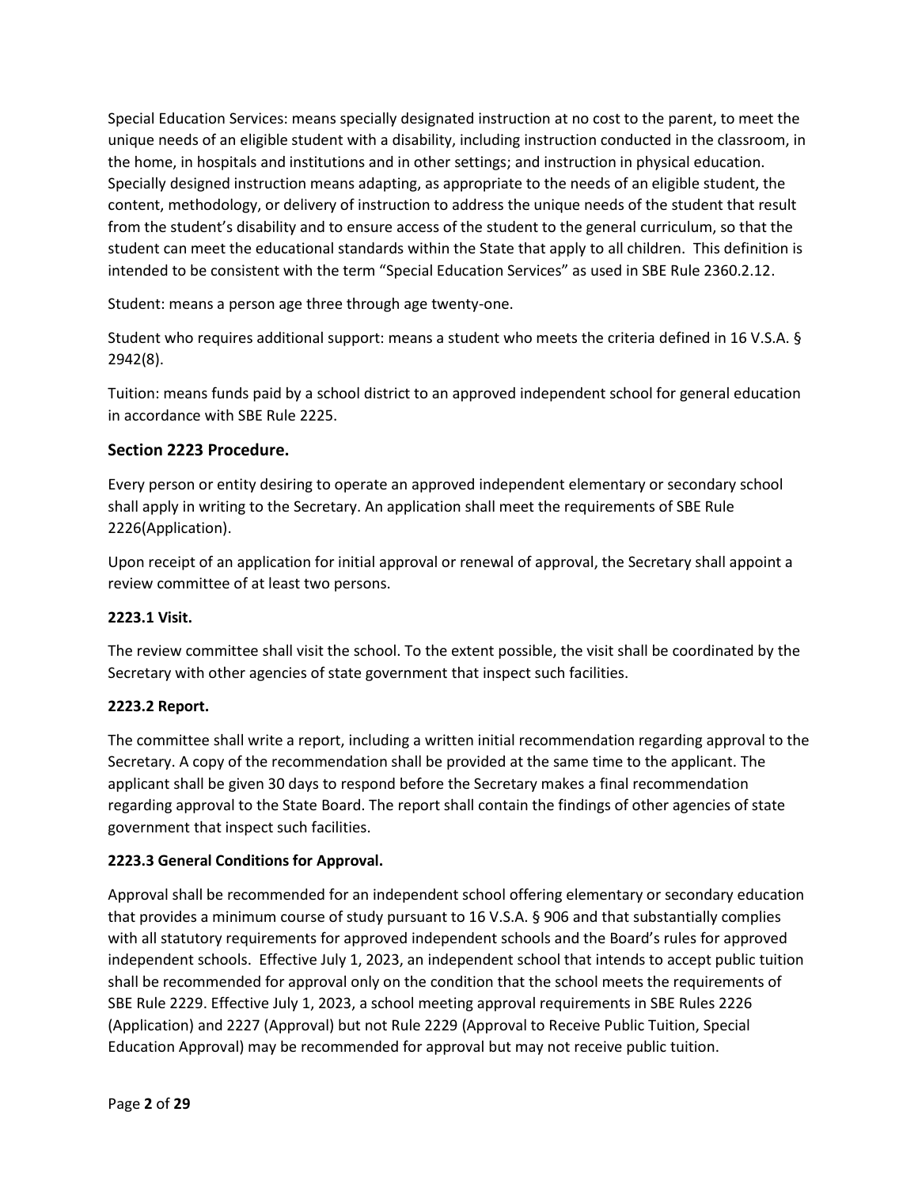Special Education Services: means specially designated instruction at no cost to the parent, to meet the unique needs of an eligible student with a disability, including instruction conducted in the classroom, in the home, in hospitals and institutions and in other settings; and instruction in physical education. Specially designed instruction means adapting, as appropriate to the needs of an eligible student, the content, methodology, or delivery of instruction to address the unique needs of the student that result from the student's disability and to ensure access of the student to the general curriculum, so that the student can meet the educational standards within the State that apply to all children. This definition is intended to be consistent with the term "Special Education Services" as used in SBE Rule 2360.2.12.

Student: means a person age three through age twenty-one.

Student who requires additional support: means a student who meets the criteria defined in 16 V.S.A. § 2942(8).

Tuition: means funds paid by a school district to an approved independent school for general education in accordance with SBE Rule 2225.

## Section 2223 Procedure.

Every person or entity desiring to operate an approved independent elementary or secondary school shall apply in writing to the Secretary. An application shall meet the requirements of SBE Rule 2226(Application).

Upon receipt of an application for initial approval or renewal of approval, the Secretary shall appoint a review committee of at least two persons.

### 2223.1 Visit.

The review committee shall visit the school. To the extent possible, the visit shall be coordinated by the Secretary with other agencies of state government that inspect such facilities.

### 2223.2 Report.

The committee shall write a report, including a written initial recommendation regarding approval to the Secretary. A copy of the recommendation shall be provided at the same time to the applicant. The applicant shall be given 30 days to respond before the Secretary makes a final recommendation regarding approval to the State Board. The report shall contain the findings of other agencies of state government that inspect such facilities.

### 2223.3 General Conditions for Approval.

Approval shall be recommended for an independent school offering elementary or secondary education that provides a minimum course of study pursuant to 16 V.S.A. § 906 and that substantially complies with all statutory requirements for approved independent schools and the Board's rules for approved independent schools. Effective July 1, 2023, an independent school that intends to accept public tuition shall be recommended for approval only on the condition that the school meets the requirements of SBE Rule 2229. Effective July 1, 2023, a school meeting approval requirements in SBE Rules 2226 (Application) and 2227 (Approval) but not Rule 2229 (Approval to Receive Public Tuition, Special Education Approval) may be recommended for approval but may not receive public tuition.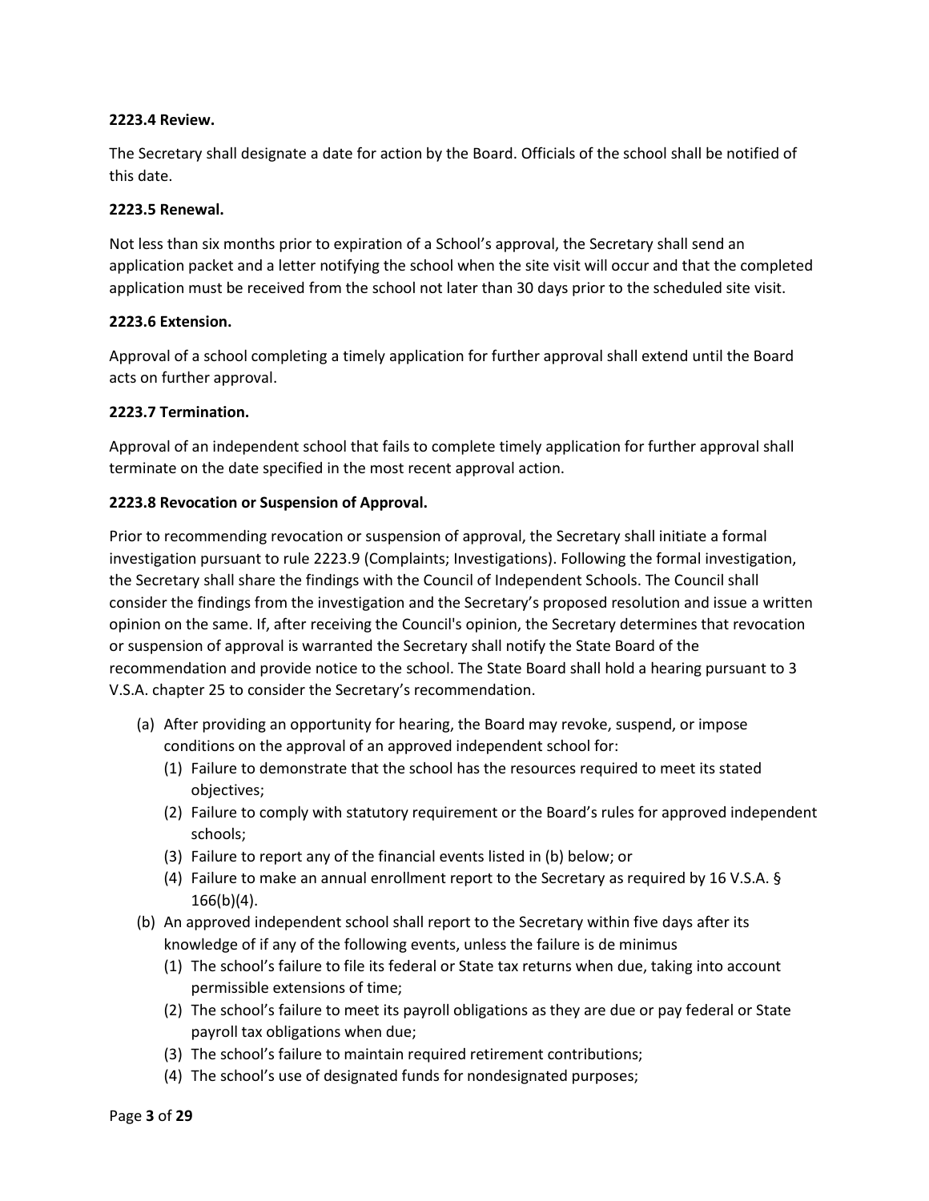**2223.4 Review.**

The Secretary shall designate a date for action by the Board. Officials of the school shall be notified of this date.

**2223.5 Renewal.**

Not less than six months prior to expiration of a School's approval, the Secretary shall send an application packet and a letter notifying the school when the site visit will occur and that the completed application must be received from the school not later than 30 days prior to the scheduled site visit.

**2223.6 Extension.**

Approval of a school completing a timely application for further approval shall extend until the Board acts on further approval.

**2223.7 Termination.**

Approval of an independent school that fails to complete timely application for further approval shall terminate on the date specified in the most recent approval action.

**2223.8 Revocation or Suspension of Approval.**

Prior to recommending revocation or suspension of approval, the Secretary shall initiate a formal investigation pursuant to rule 2223.9 (Complaints; Investigations). Following the formal investigation, the Secretary shall share the findings with the Council of Independent Schools. The Council shall consider the findings from the investigation and the Secretary's proposed resolution and issue a written opinion on the same. If, after receiving the Council's opinion, the Secretary determines that revocation or suspension of approval is warranted the Secretary shall notify the State Board of the recommendation and provide notice to the school. The State Board shall hold a hearing pursuant to 3 V.S.A. chapter 25 to consider the Secretary's recommendation.

- (a) After providing an opportunity for hearing, the Board may revoke, suspend, or impose conditions on the approval of an approved independent school for:
  - (1) Failure to demonstrate that the school has the resources required to meet its stated objectives;
  - (2) Failure to comply with statutory requirement or the Board's rules for approved independent schools;
  - (3) Failure to report any of the financial events listed in (b) below; or
  - (4) Failure to make an annual enrollment report to the Secretary as required by 16 V.S.A. § 166(b)(4).
- (b) An approved independent school shall report to the Secretary within five days after its knowledge of if any of the following events, unless the failure is de minimus
  - (1) The school's failure to file its federal or State tax returns when due, taking into account permissible extensions of time;
  - (2) The school's failure to meet its payroll obligations as they are due or pay federal or State payroll tax obligations when due;
  - (3) The school's failure to maintain required retirement contributions;
  - (4) The school's use of designated funds for nondesignated purposes;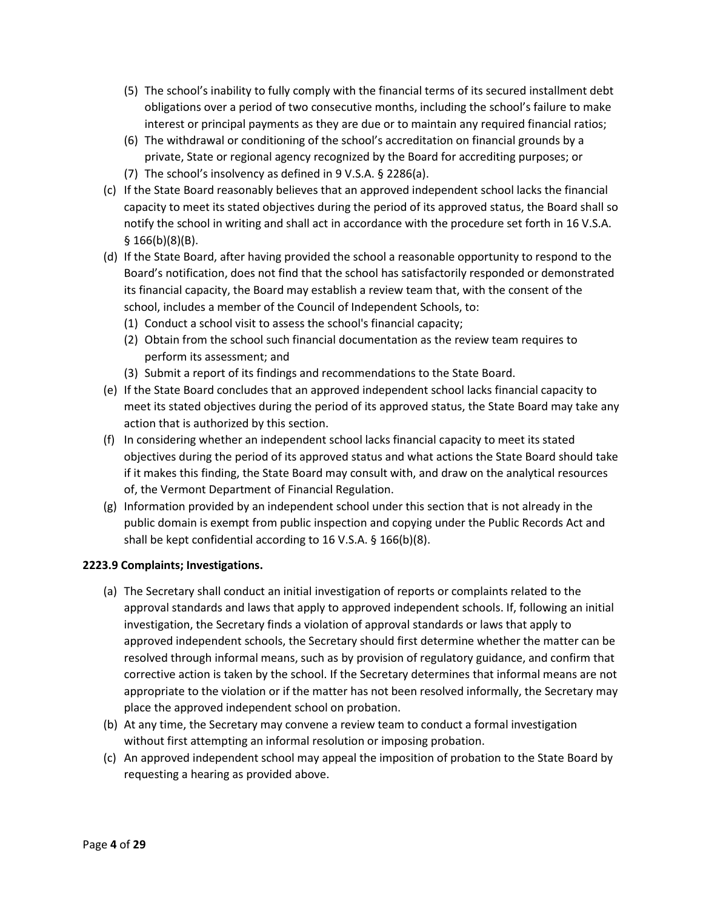(5) The school's inability to fully comply with the financial terms of its secured installment debt obligations over a period of two consecutive months, including the school's failure to make interest or principal payments as they are due or to maintain any required financial ratios;

(6) The withdrawal or conditioning of the school's accreditation on financial grounds by a private, State or regional agency recognized by the Board for accrediting purposes; or

(7) The school's insolvency as defined in 9 V.S.A. § 2286(a).

(c) If the State Board reasonably believes that an approved independent school lacks the financial capacity to meet its stated objectives during the period of its approved status, the Board shall so notify the school in writing and shall act in accordance with the procedure set forth in 16 V.S.A. § 166(b)(8)(B).

(d) If the State Board, after having provided the school a reasonable opportunity to respond to the Board's notification, does not find that the school has satisfactorily responded or demonstrated its financial capacity, the Board may establish a review team that, with the consent of the school, includes a member of the Council of Independent Schools, to:

(1) Conduct a school visit to assess the school's financial capacity;

(2) Obtain from the school such financial documentation as the review team requires to perform its assessment; and

(3) Submit a report of its findings and recommendations to the State Board.

(e) If the State Board concludes that an approved independent school lacks financial capacity to meet its stated objectives during the period of its approved status, the State Board may take any action that is authorized by this section.

(f) In considering whether an independent school lacks financial capacity to meet its stated objectives during the period of its approved status and what actions the State Board should take if it makes this finding, the State Board may consult with, and draw on the analytical resources of, the Vermont Department of Financial Regulation.

(g) Information provided by an independent school under this section that is not already in the public domain is exempt from public inspection and copying under the Public Records Act and shall be kept confidential according to 16 V.S.A. § 166(b)(8).

**2223.9 Complaints; Investigations.**

(a) The Secretary shall conduct an initial investigation of reports or complaints related to the approval standards and laws that apply to approved independent schools. If, following an initial investigation, the Secretary finds a violation of approval standards or laws that apply to approved independent schools, the Secretary should first determine whether the matter can be resolved through informal means, such as by provision of regulatory guidance, and confirm that corrective action is taken by the school. If the Secretary determines that informal means are not appropriate to the violation or if the matter has not been resolved informally, the Secretary may place the approved independent school on probation.

(b) At any time, the Secretary may convene a review team to conduct a formal investigation without first attempting an informal resolution or imposing probation.

(c) An approved independent school may appeal the imposition of probation to the State Board by requesting a hearing as provided above.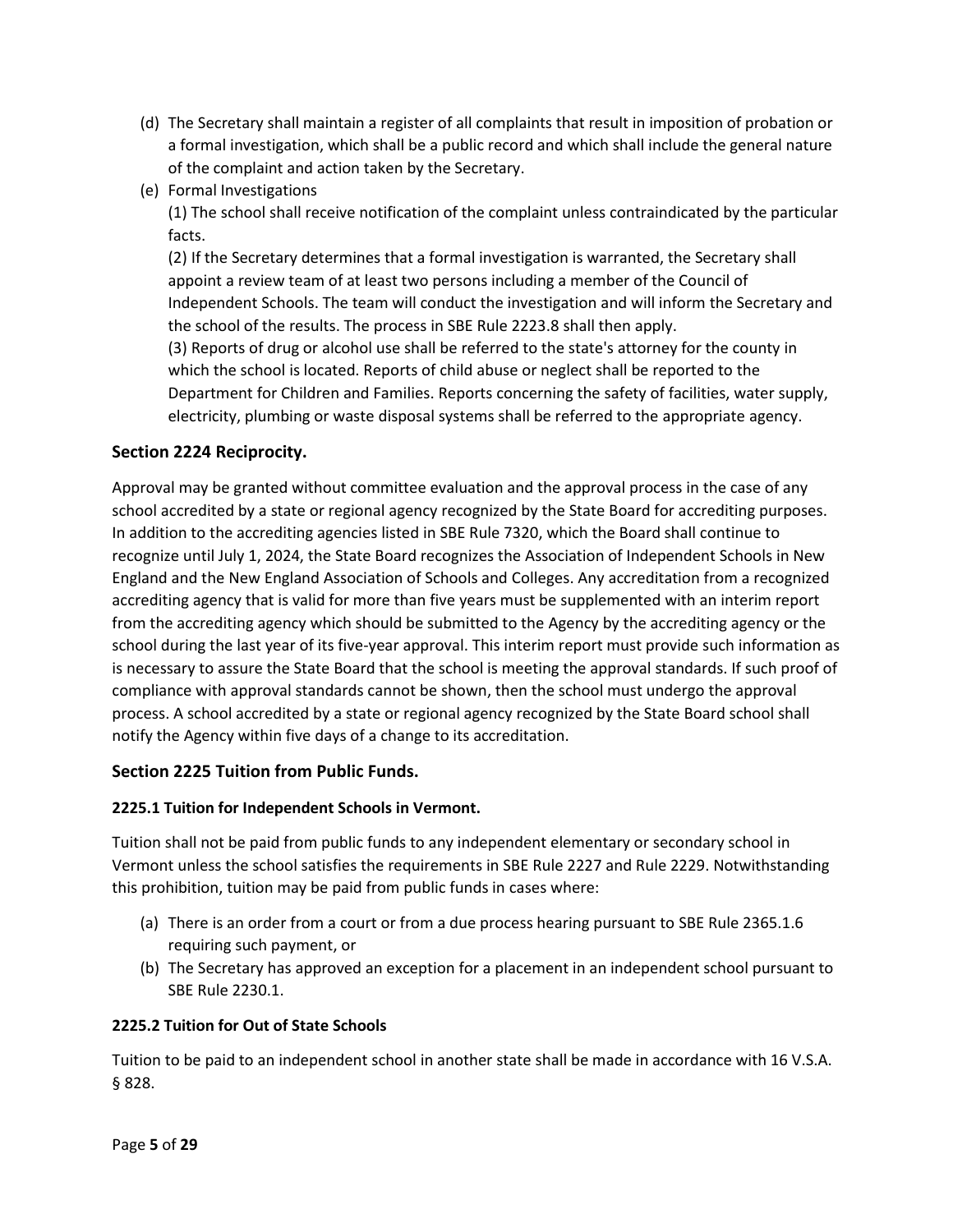(d) The Secretary shall maintain a register of all complaints that result in imposition of probation or a formal investigation, which shall be a public record and which shall include the general nature of the complaint and action taken by the Secretary.

(e) Formal Investigations

(1) The school shall receive notification of the complaint unless contraindicated by the particular facts.

(2) If the Secretary determines that a formal investigation is warranted, the Secretary shall appoint a review team of at least two persons including a member of the Council of Independent Schools. The team will conduct the investigation and will inform the Secretary and the school of the results. The process in SBE Rule 2223.8 shall then apply.

(3) Reports of drug or alcohol use shall be referred to the state's attorney for the county in which the school is located. Reports of child abuse or neglect shall be reported to the Department for Children and Families. Reports concerning the safety of facilities, water supply, electricity, plumbing or waste disposal systems shall be referred to the appropriate agency.

## Section 2224 Reciprocity.

Approval may be granted without committee evaluation and the approval process in the case of any school accredited by a state or regional agency recognized by the State Board for accrediting purposes. In addition to the accrediting agencies listed in SBE Rule 7320, which the Board shall continue to recognize until July 1, 2024, the State Board recognizes the Association of Independent Schools in New England and the New England Association of Schools and Colleges. Any accreditation from a recognized accrediting agency that is valid for more than five years must be supplemented with an interim report from the accrediting agency which should be submitted to the Agency by the accrediting agency or the school during the last year of its five-year approval. This interim report must provide such information as is necessary to assure the State Board that the school is meeting the approval standards. If such proof of compliance with approval standards cannot be shown, then the school must undergo the approval process. A school accredited by a state or regional agency recognized by the State Board school shall notify the Agency within five days of a change to its accreditation.

## Section 2225 Tuition from Public Funds.

### 2225.1 Tuition for Independent Schools in Vermont.

Tuition shall not be paid from public funds to any independent elementary or secondary school in Vermont unless the school satisfies the requirements in SBE Rule 2227 and Rule 2229. Notwithstanding this prohibition, tuition may be paid from public funds in cases where:

(a) There is an order from a court or from a due process hearing pursuant to SBE Rule 2365.1.6 requiring such payment, or

(b) The Secretary has approved an exception for a placement in an independent school pursuant to SBE Rule 2230.1.

### 2225.2 Tuition for Out of State Schools

Tuition to be paid to an independent school in another state shall be made in accordance with 16 V.S.A. § 828.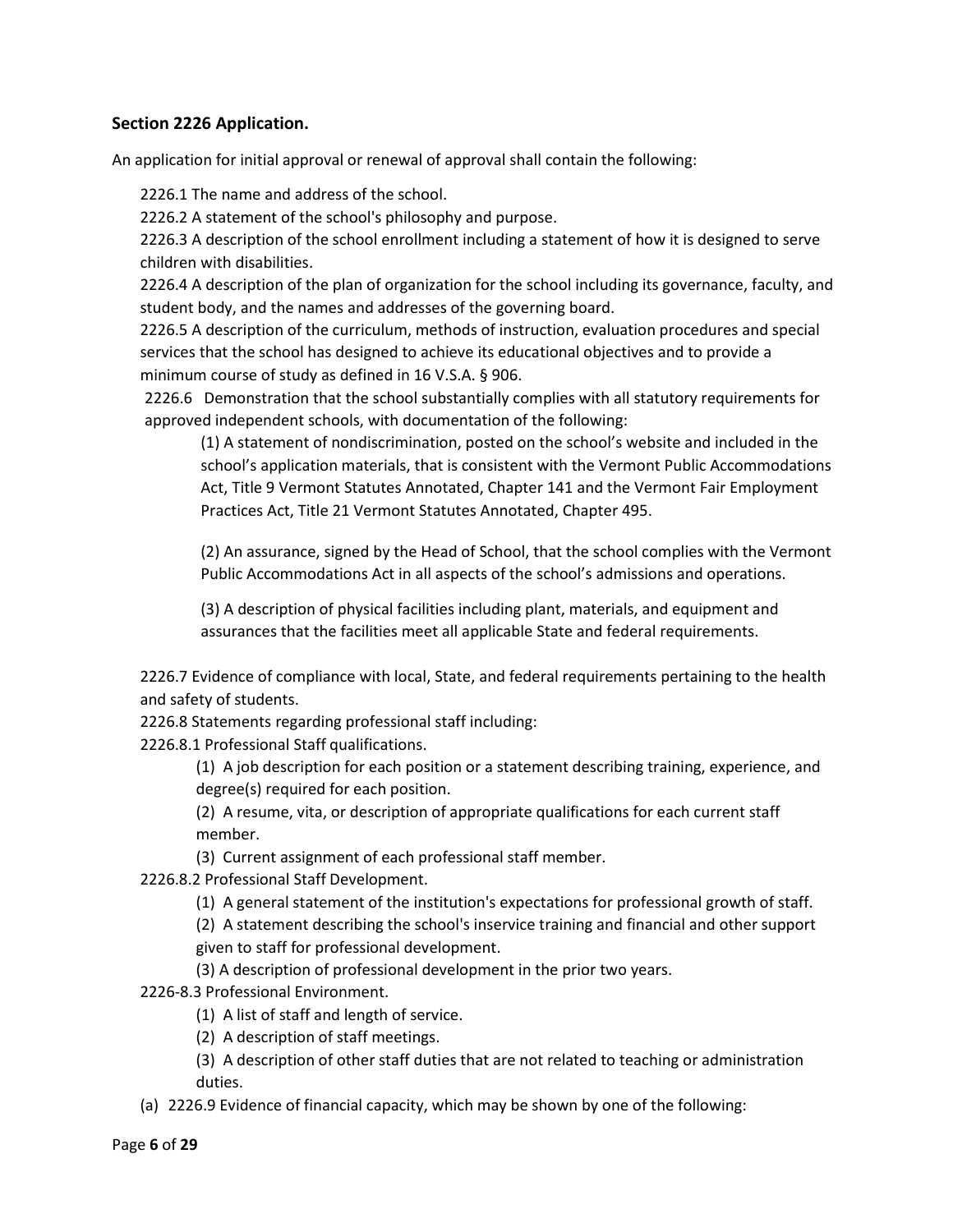### Section 2226 Application.

An application for initial approval or renewal of approval shall contain the following:

2226.1 The name and address of the school.

2226.2 A statement of the school's philosophy and purpose.

2226.3 A description of the school enrollment including a statement of how it is designed to serve children with disabilities.

2226.4 A description of the plan of organization for the school including its governance, faculty, and student body, and the names and addresses of the governing board.

2226.5 A description of the curriculum, methods of instruction, evaluation procedures and special services that the school has designed to achieve its educational objectives and to provide a minimum course of study as defined in 16 V.S.A. § 906.

2226.6 Demonstration that the school substantially complies with all statutory requirements for approved independent schools, with documentation of the following:

(1) A statement of nondiscrimination, posted on the school's website and included in the school's application materials, that is consistent with the Vermont Public Accommodations Act, Title 9 Vermont Statutes Annotated, Chapter 141 and the Vermont Fair Employment Practices Act, Title 21 Vermont Statutes Annotated, Chapter 495.

(2) An assurance, signed by the Head of School, that the school complies with the Vermont Public Accommodations Act in all aspects of the school's admissions and operations.

(3) A description of physical facilities including plant, materials, and equipment and assurances that the facilities meet all applicable State and federal requirements.

2226.7 Evidence of compliance with local, State, and federal requirements pertaining to the health and safety of students.

2226.8 Statements regarding professional staff including:

2226.8.1 Professional Staff qualifications.

(1) A job description for each position or a statement describing training, experience, and degree(s) required for each position.

(2) A resume, vita, or description of appropriate qualifications for each current staff member.

(3) Current assignment of each professional staff member.

2226.8.2 Professional Staff Development.

(1) A general statement of the institution's expectations for professional growth of staff.

(2) A statement describing the school's inservice training and financial and other support given to staff for professional development.

(3) A description of professional development in the prior two years.

2226-8.3 Professional Environment.

(1) A list of staff and length of service.

(2) A description of staff meetings.

(3) A description of other staff duties that are not related to teaching or administration duties.

(a) 2226.9 Evidence of financial capacity, which may be shown by one of the following: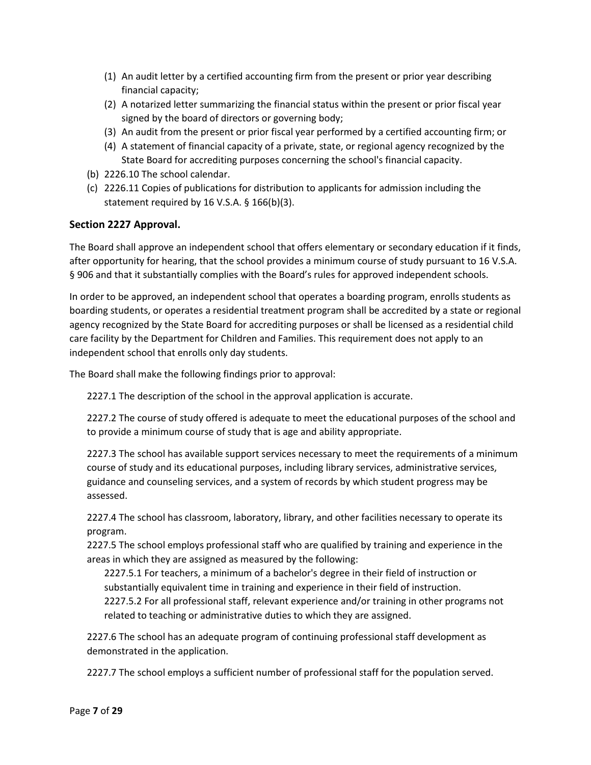(1) An audit letter by a certified accounting firm from the present or prior year describing financial capacity;
(2) A notarized letter summarizing the financial status within the present or prior fiscal year signed by the board of directors or governing body;
(3) An audit from the present or prior fiscal year performed by a certified accounting firm; or
(4) A statement of financial capacity of a private, state, or regional agency recognized by the State Board for accrediting purposes concerning the school's financial capacity.

(b) 2226.10 The school calendar.

(c) 2226.11 Copies of publications for distribution to applicants for admission including the statement required by 16 V.S.A. § 166(b)(3).

### Section 2227 Approval.

The Board shall approve an independent school that offers elementary or secondary education if it finds, after opportunity for hearing, that the school provides a minimum course of study pursuant to 16 V.S.A. § 906 and that it substantially complies with the Board's rules for approved independent schools.

In order to be approved, an independent school that operates a boarding program, enrolls students as boarding students, or operates a residential treatment program shall be accredited by a state or regional agency recognized by the State Board for accrediting purposes or shall be licensed as a residential child care facility by the Department for Children and Families. This requirement does not apply to an independent school that enrolls only day students.

The Board shall make the following findings prior to approval:

2227.1 The description of the school in the approval application is accurate.

2227.2 The course of study offered is adequate to meet the educational purposes of the school and to provide a minimum course of study that is age and ability appropriate.

2227.3 The school has available support services necessary to meet the requirements of a minimum course of study and its educational purposes, including library services, administrative services, guidance and counseling services, and a system of records by which student progress may be assessed.

2227.4 The school has classroom, laboratory, library, and other facilities necessary to operate its program.

2227.5 The school employs professional staff who are qualified by training and experience in the areas in which they are assigned as measured by the following:

2227.5.1 For teachers, a minimum of a bachelor's degree in their field of instruction or substantially equivalent time in training and experience in their field of instruction.

2227.5.2 For all professional staff, relevant experience and/or training in other programs not related to teaching or administrative duties to which they are assigned.

2227.6 The school has an adequate program of continuing professional staff development as demonstrated in the application.

2227.7 The school employs a sufficient number of professional staff for the population served.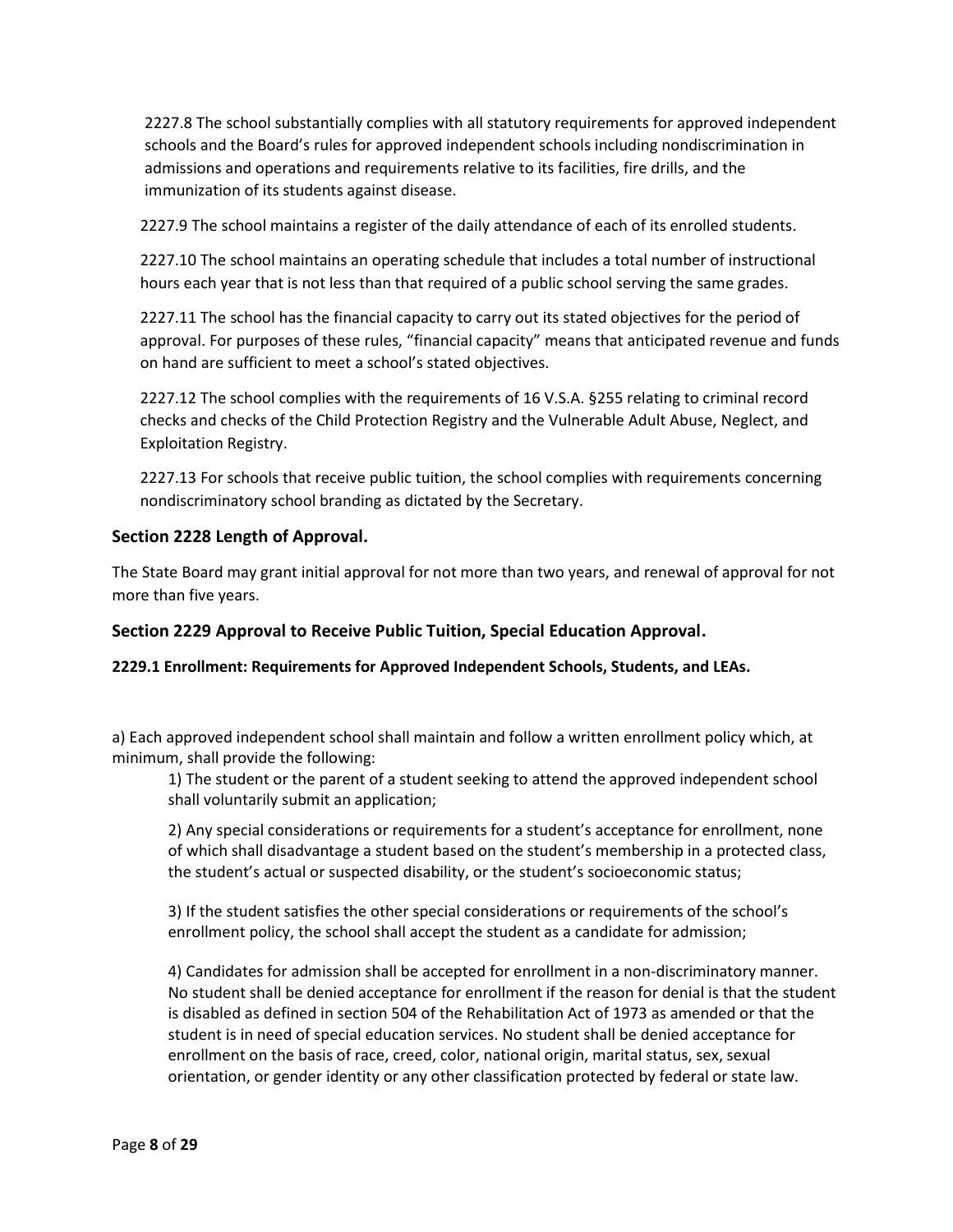2227.8 The school substantially complies with all statutory requirements for approved independent schools and the Board's rules for approved independent schools including nondiscrimination in admissions and operations and requirements relative to its facilities, fire drills, and the immunization of its students against disease.

2227.9 The school maintains a register of the daily attendance of each of its enrolled students.

2227.10 The school maintains an operating schedule that includes a total number of instructional hours each year that is not less than that required of a public school serving the same grades.

2227.11 The school has the financial capacity to carry out its stated objectives for the period of approval. For purposes of these rules, "financial capacity" means that anticipated revenue and funds on hand are sufficient to meet a school's stated objectives.

2227.12 The school complies with the requirements of 16 V.S.A. §255 relating to criminal record checks and checks of the Child Protection Registry and the Vulnerable Adult Abuse, Neglect, and Exploitation Registry.

2227.13 For schools that receive public tuition, the school complies with requirements concerning nondiscriminatory school branding as dictated by the Secretary.

## Section 2228 Length of Approval.

The State Board may grant initial approval for not more than two years, and renewal of approval for not more than five years.

## Section 2229 Approval to Receive Public Tuition, Special Education Approval.

### 2229.1 Enrollment: Requirements for Approved Independent Schools, Students, and LEAs.

a) Each approved independent school shall maintain and follow a written enrollment policy which, at minimum, shall provide the following:

1) The student or the parent of a student seeking to attend the approved independent school shall voluntarily submit an application;

2) Any special considerations or requirements for a student's acceptance for enrollment, none of which shall disadvantage a student based on the student's membership in a protected class, the student's actual or suspected disability, or the student's socioeconomic status;

3) If the student satisfies the other special considerations or requirements of the school's enrollment policy, the school shall accept the student as a candidate for admission;

4) Candidates for admission shall be accepted for enrollment in a non-discriminatory manner. No student shall be denied acceptance for enrollment if the reason for denial is that the student is disabled as defined in section 504 of the Rehabilitation Act of 1973 as amended or that the student is in need of special education services. No student shall be denied acceptance for enrollment on the basis of race, creed, color, national origin, marital status, sex, sexual orientation, or gender identity or any other classification protected by federal or state law.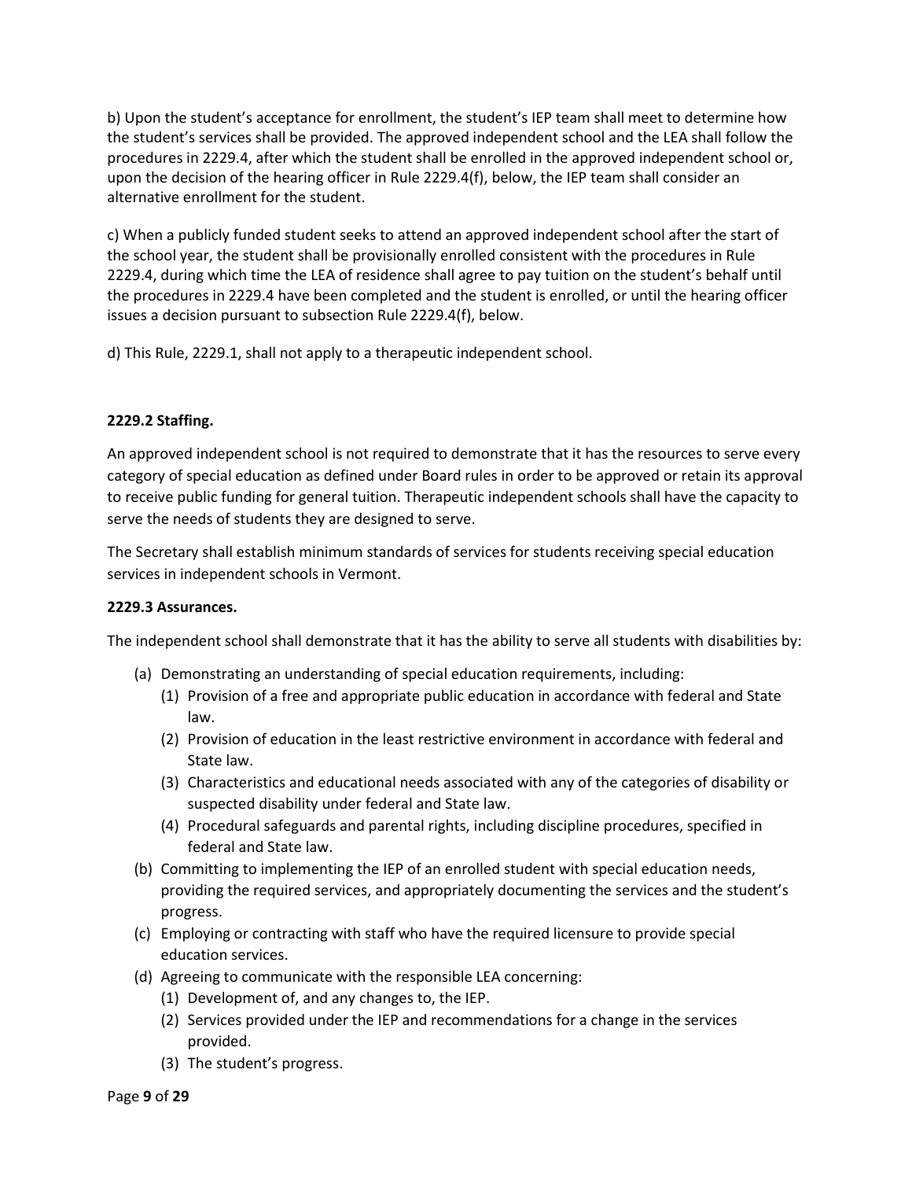b) Upon the student's acceptance for enrollment, the student's IEP team shall meet to determine how the student's services shall be provided. The approved independent school and the LEA shall follow the procedures in 2229.4, after which the student shall be enrolled in the approved independent school or, upon the decision of the hearing officer in Rule 2229.4(f), below, the IEP team shall consider an alternative enrollment for the student.

c) When a publicly funded student seeks to attend an approved independent school after the start of the school year, the student shall be provisionally enrolled consistent with the procedures in Rule 2229.4, during which time the LEA of residence shall agree to pay tuition on the student's behalf until the procedures in 2229.4 have been completed and the student is enrolled, or until the hearing officer issues a decision pursuant to subsection Rule 2229.4(f), below.

d) This Rule, 2229.1, shall not apply to a therapeutic independent school.

**2229.2 Staffing.**

An approved independent school is not required to demonstrate that it has the resources to serve every category of special education as defined under Board rules in order to be approved or retain its approval to receive public funding for general tuition. Therapeutic independent schools shall have the capacity to serve the needs of students they are designed to serve.

The Secretary shall establish minimum standards of services for students receiving special education services in independent schools in Vermont.

**2229.3 Assurances.**

The independent school shall demonstrate that it has the ability to serve all students with disabilities by:

(a) Demonstrating an understanding of special education requirements, including:
   (1) Provision of a free and appropriate public education in accordance with federal and State law.
   (2) Provision of education in the least restrictive environment in accordance with federal and State law.
   (3) Characteristics and educational needs associated with any of the categories of disability or suspected disability under federal and State law.
   (4) Procedural safeguards and parental rights, including discipline procedures, specified in federal and State law.

(b) Committing to implementing the IEP of an enrolled student with special education needs, providing the required services, and appropriately documenting the services and the student's progress.

(c) Employing or contracting with staff who have the required licensure to provide special education services.

(d) Agreeing to communicate with the responsible LEA concerning:
   (1) Development of, and any changes to, the IEP.
   (2) Services provided under the IEP and recommendations for a change in the services provided.
   (3) The student's progress.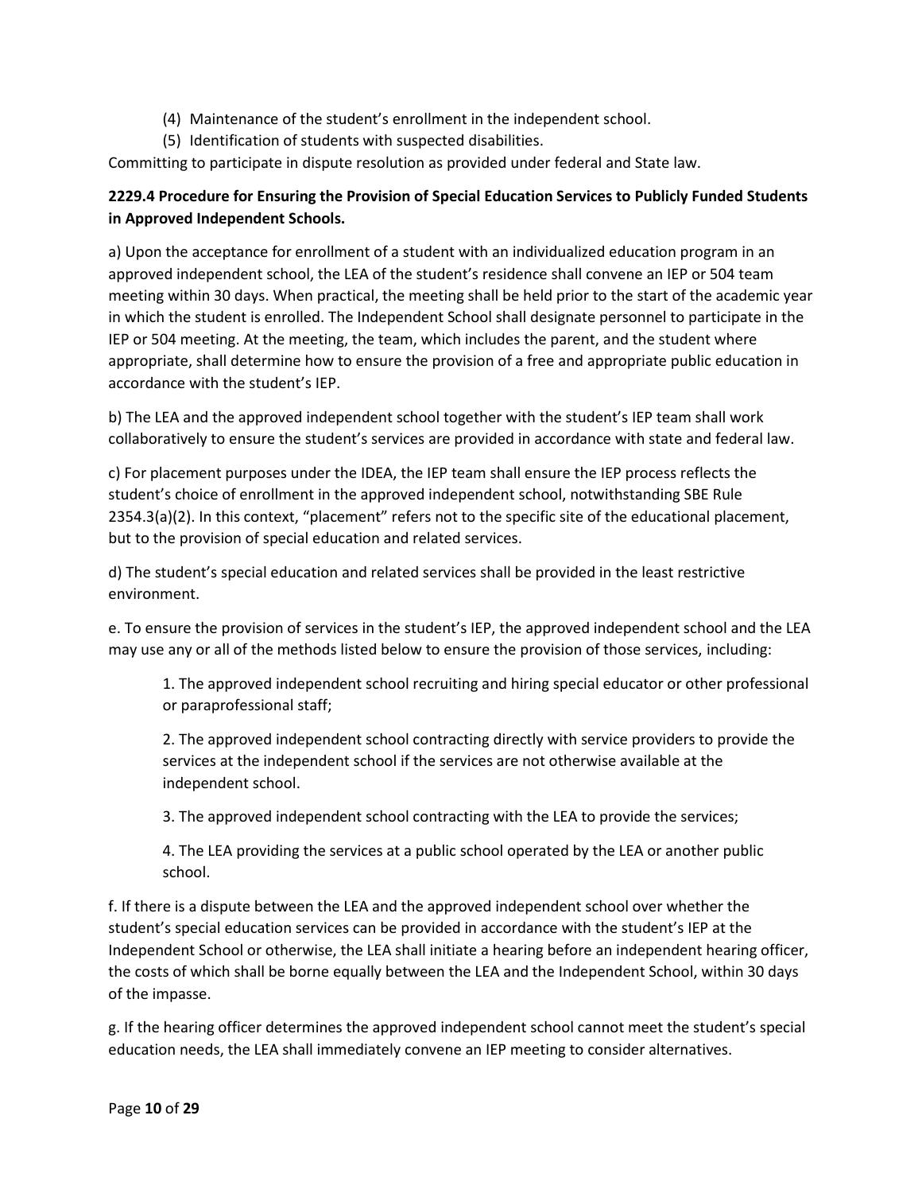(4) Maintenance of the student's enrollment in the independent school.
(5) Identification of students with suspected disabilities.

Committing to participate in dispute resolution as provided under federal and State law.

**2229.4 Procedure for Ensuring the Provision of Special Education Services to Publicly Funded Students in Approved Independent Schools.**

a) Upon the acceptance for enrollment of a student with an individualized education program in an approved independent school, the LEA of the student's residence shall convene an IEP or 504 team meeting within 30 days. When practical, the meeting shall be held prior to the start of the academic year in which the student is enrolled. The Independent School shall designate personnel to participate in the IEP or 504 meeting. At the meeting, the team, which includes the parent, and the student where appropriate, shall determine how to ensure the provision of a free and appropriate public education in accordance with the student's IEP.

b) The LEA and the approved independent school together with the student's IEP team shall work collaboratively to ensure the student's services are provided in accordance with state and federal law.

c) For placement purposes under the IDEA, the IEP team shall ensure the IEP process reflects the student's choice of enrollment in the approved independent school, notwithstanding SBE Rule 2354.3(a)(2). In this context, "placement" refers not to the specific site of the educational placement, but to the provision of special education and related services.

d) The student's special education and related services shall be provided in the least restrictive environment.

e. To ensure the provision of services in the student's IEP, the approved independent school and the LEA may use any or all of the methods listed below to ensure the provision of those services, including:

1. The approved independent school recruiting and hiring special educator or other professional or paraprofessional staff;

2. The approved independent school contracting directly with service providers to provide the services at the independent school if the services are not otherwise available at the independent school.

3. The approved independent school contracting with the LEA to provide the services;

4. The LEA providing the services at a public school operated by the LEA or another public school.

f. If there is a dispute between the LEA and the approved independent school over whether the student's special education services can be provided in accordance with the student's IEP at the Independent School or otherwise, the LEA shall initiate a hearing before an independent hearing officer, the costs of which shall be borne equally between the LEA and the Independent School, within 30 days of the impasse.

g. If the hearing officer determines the approved independent school cannot meet the student's special education needs, the LEA shall immediately convene an IEP meeting to consider alternatives.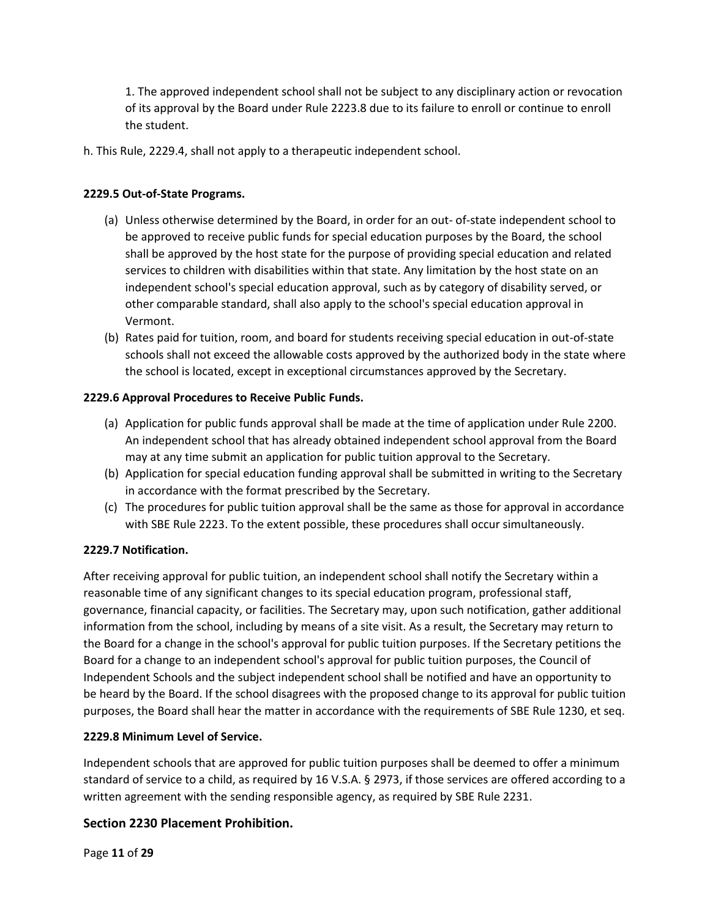1. The approved independent school shall not be subject to any disciplinary action or revocation of its approval by the Board under Rule 2223.8 due to its failure to enroll or continue to enroll the student.

h. This Rule, 2229.4, shall not apply to a therapeutic independent school.

**2229.5 Out-of-State Programs.**

(a) Unless otherwise determined by the Board, in order for an out- of-state independent school to be approved to receive public funds for special education purposes by the Board, the school shall be approved by the host state for the purpose of providing special education and related services to children with disabilities within that state. Any limitation by the host state on an independent school's special education approval, such as by category of disability served, or other comparable standard, shall also apply to the school's special education approval in Vermont.

(b) Rates paid for tuition, room, and board for students receiving special education in out-of-state schools shall not exceed the allowable costs approved by the authorized body in the state where the school is located, except in exceptional circumstances approved by the Secretary.

**2229.6 Approval Procedures to Receive Public Funds.**

(a) Application for public funds approval shall be made at the time of application under Rule 2200. An independent school that has already obtained independent school approval from the Board may at any time submit an application for public tuition approval to the Secretary.

(b) Application for special education funding approval shall be submitted in writing to the Secretary in accordance with the format prescribed by the Secretary.

(c) The procedures for public tuition approval shall be the same as those for approval in accordance with SBE Rule 2223. To the extent possible, these procedures shall occur simultaneously.

**2229.7 Notification.**

After receiving approval for public tuition, an independent school shall notify the Secretary within a reasonable time of any significant changes to its special education program, professional staff, governance, financial capacity, or facilities. The Secretary may, upon such notification, gather additional information from the school, including by means of a site visit. As a result, the Secretary may return to the Board for a change in the school's approval for public tuition purposes. If the Secretary petitions the Board for a change to an independent school's approval for public tuition purposes, the Council of Independent Schools and the subject independent school shall be notified and have an opportunity to be heard by the Board. If the school disagrees with the proposed change to its approval for public tuition purposes, the Board shall hear the matter in accordance with the requirements of SBE Rule 1230, et seq.

**2229.8 Minimum Level of Service.**

Independent schools that are approved for public tuition purposes shall be deemed to offer a minimum standard of service to a child, as required by 16 V.S.A. § 2973, if those services are offered according to a written agreement with the sending responsible agency, as required by SBE Rule 2231.

## Section 2230 Placement Prohibition.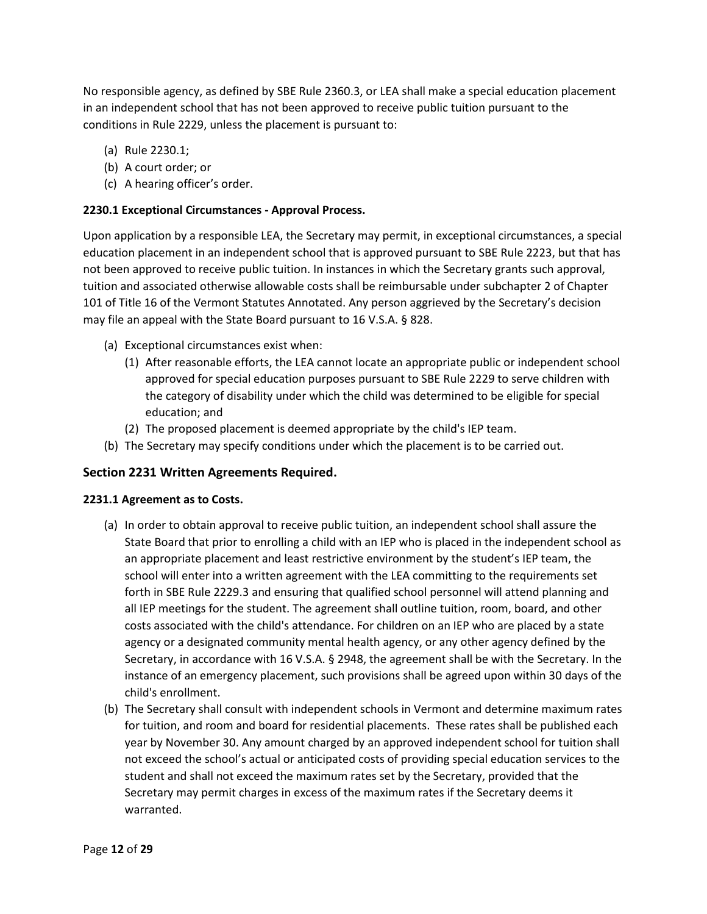No responsible agency, as defined by SBE Rule 2360.3, or LEA shall make a special education placement in an independent school that has not been approved to receive public tuition pursuant to the conditions in Rule 2229, unless the placement is pursuant to:

(a) Rule 2230.1;
(b) A court order; or
(c) A hearing officer's order.

#### 2230.1 Exceptional Circumstances - Approval Process.

Upon application by a responsible LEA, the Secretary may permit, in exceptional circumstances, a special education placement in an independent school that is approved pursuant to SBE Rule 2223, but that has not been approved to receive public tuition. In instances in which the Secretary grants such approval, tuition and associated otherwise allowable costs shall be reimbursable under subchapter 2 of Chapter 101 of Title 16 of the Vermont Statutes Annotated. Any person aggrieved by the Secretary's decision may file an appeal with the State Board pursuant to 16 V.S.A. § 828.

(a) Exceptional circumstances exist when:
    (1) After reasonable efforts, the LEA cannot locate an appropriate public or independent school approved for special education purposes pursuant to SBE Rule 2229 to serve children with the category of disability under which the child was determined to be eligible for special education; and
    (2) The proposed placement is deemed appropriate by the child's IEP team.
(b) The Secretary may specify conditions under which the placement is to be carried out.

### Section 2231 Written Agreements Required.

#### 2231.1 Agreement as to Costs.

(a) In order to obtain approval to receive public tuition, an independent school shall assure the State Board that prior to enrolling a child with an IEP who is placed in the independent school as an appropriate placement and least restrictive environment by the student's IEP team, the school will enter into a written agreement with the LEA committing to the requirements set forth in SBE Rule 2229.3 and ensuring that qualified school personnel will attend planning and all IEP meetings for the student. The agreement shall outline tuition, room, board, and other costs associated with the child's attendance. For children on an IEP who are placed by a state agency or a designated community mental health agency, or any other agency defined by the Secretary, in accordance with 16 V.S.A. § 2948, the agreement shall be with the Secretary. In the instance of an emergency placement, such provisions shall be agreed upon within 30 days of the child's enrollment.
(b) The Secretary shall consult with independent schools in Vermont and determine maximum rates for tuition, and room and board for residential placements. These rates shall be published each year by November 30. Any amount charged by an approved independent school for tuition shall not exceed the school's actual or anticipated costs of providing special education services to the student and shall not exceed the maximum rates set by the Secretary, provided that the Secretary may permit charges in excess of the maximum rates if the Secretary deems it warranted.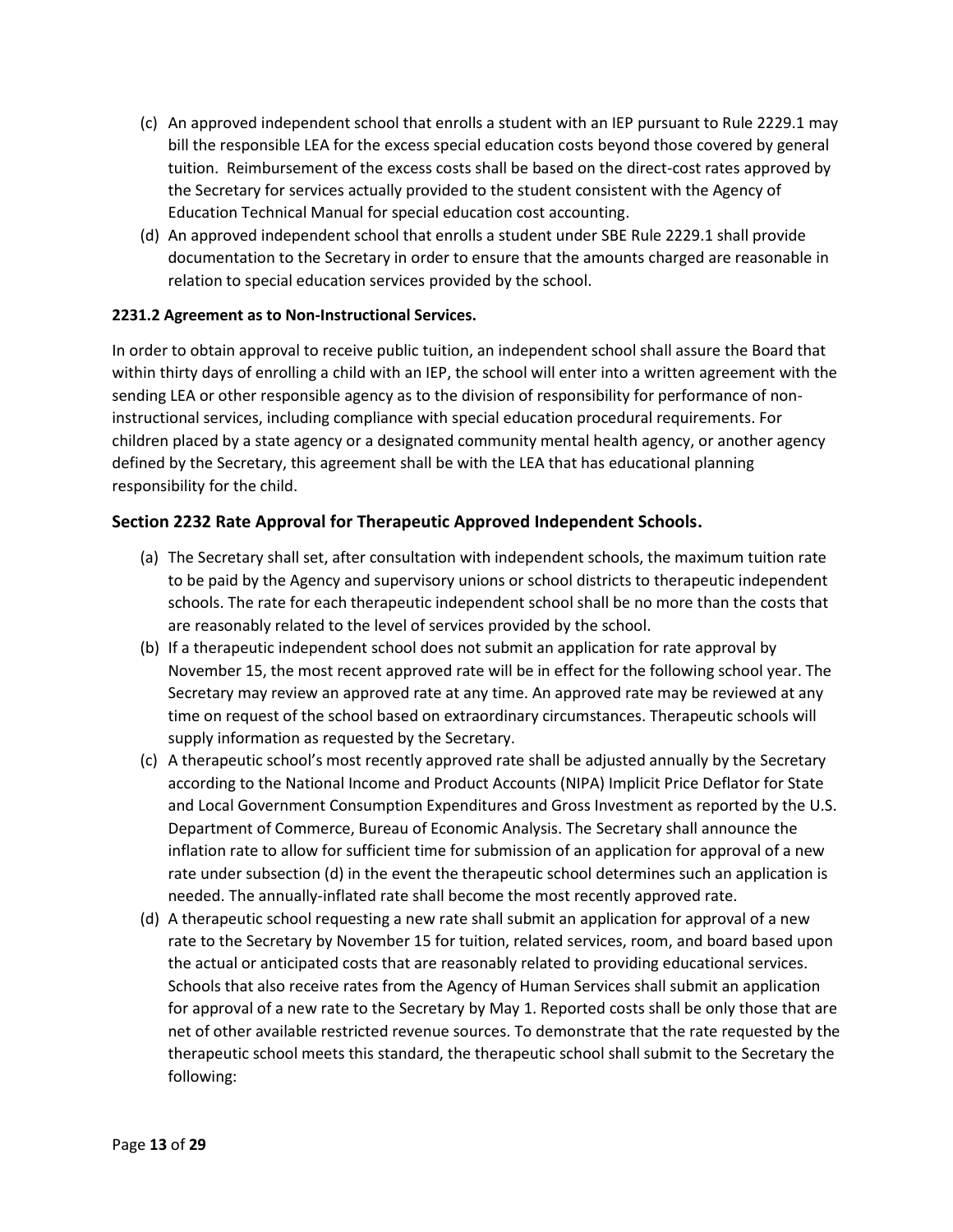(c) An approved independent school that enrolls a student with an IEP pursuant to Rule 2229.1 may bill the responsible LEA for the excess special education costs beyond those covered by general tuition. Reimbursement of the excess costs shall be based on the direct-cost rates approved by the Secretary for services actually provided to the student consistent with the Agency of Education Technical Manual for special education cost accounting.

(d) An approved independent school that enrolls a student under SBE Rule 2229.1 shall provide documentation to the Secretary in order to ensure that the amounts charged are reasonable in relation to special education services provided by the school.

**2231.2 Agreement as to Non-Instructional Services.**

In order to obtain approval to receive public tuition, an independent school shall assure the Board that within thirty days of enrolling a child with an IEP, the school will enter into a written agreement with the sending LEA or other responsible agency as to the division of responsibility for performance of non-instructional services, including compliance with special education procedural requirements. For children placed by a state agency or a designated community mental health agency, or another agency defined by the Secretary, this agreement shall be with the LEA that has educational planning responsibility for the child.

## Section 2232 Rate Approval for Therapeutic Approved Independent Schools.

(a) The Secretary shall set, after consultation with independent schools, the maximum tuition rate to be paid by the Agency and supervisory unions or school districts to therapeutic independent schools. The rate for each therapeutic independent school shall be no more than the costs that are reasonably related to the level of services provided by the school.

(b) If a therapeutic independent school does not submit an application for rate approval by November 15, the most recent approved rate will be in effect for the following school year. The Secretary may review an approved rate at any time. An approved rate may be reviewed at any time on request of the school based on extraordinary circumstances. Therapeutic schools will supply information as requested by the Secretary.

(c) A therapeutic school's most recently approved rate shall be adjusted annually by the Secretary according to the National Income and Product Accounts (NIPA) Implicit Price Deflator for State and Local Government Consumption Expenditures and Gross Investment as reported by the U.S. Department of Commerce, Bureau of Economic Analysis. The Secretary shall announce the inflation rate to allow for sufficient time for submission of an application for approval of a new rate under subsection (d) in the event the therapeutic school determines such an application is needed. The annually-inflated rate shall become the most recently approved rate.

(d) A therapeutic school requesting a new rate shall submit an application for approval of a new rate to the Secretary by November 15 for tuition, related services, room, and board based upon the actual or anticipated costs that are reasonably related to providing educational services. Schools that also receive rates from the Agency of Human Services shall submit an application for approval of a new rate to the Secretary by May 1. Reported costs shall be only those that are net of other available restricted revenue sources. To demonstrate that the rate requested by the therapeutic school meets this standard, the therapeutic school shall submit to the Secretary the following: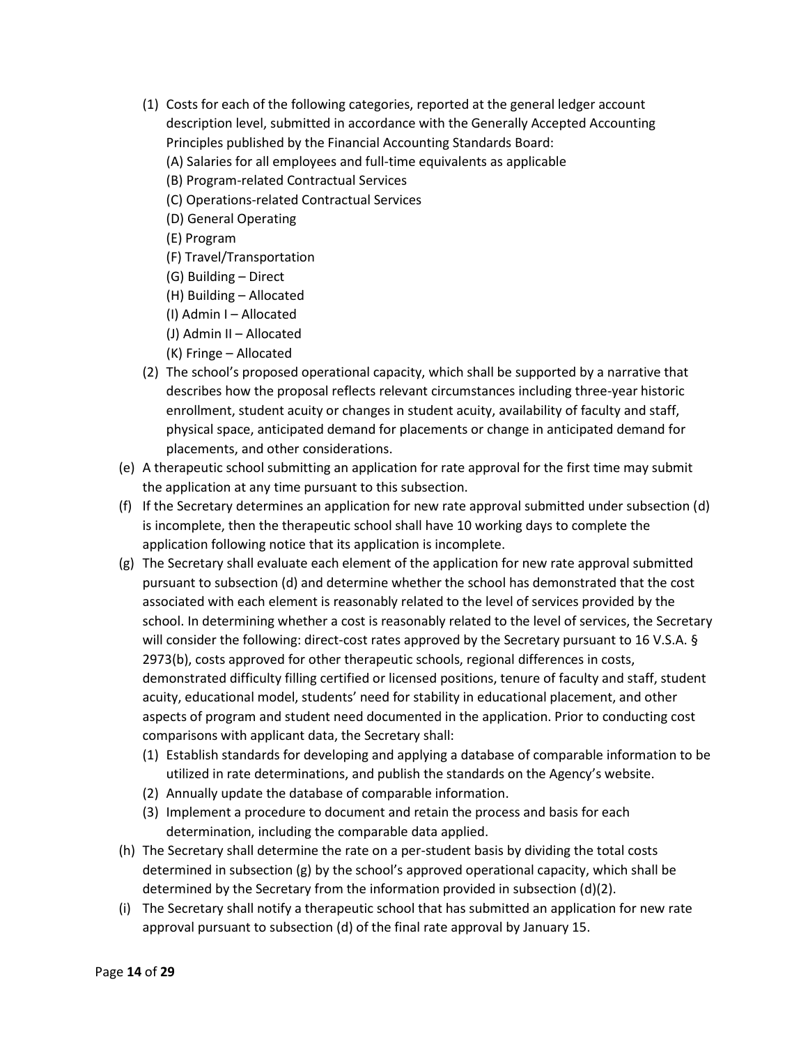(1) Costs for each of the following categories, reported at the general ledger account description level, submitted in accordance with the Generally Accepted Accounting Principles published by the Financial Accounting Standards Board:

   (A) Salaries for all employees and full-time equivalents as applicable

   (B) Program-related Contractual Services

   (C) Operations-related Contractual Services

   (D) General Operating

   (E) Program

   (F) Travel/Transportation

   (G) Building – Direct

   (H) Building – Allocated

   (I) Admin I – Allocated

   (J) Admin II – Allocated

   (K) Fringe – Allocated

(2) The school's proposed operational capacity, which shall be supported by a narrative that describes how the proposal reflects relevant circumstances including three-year historic enrollment, student acuity or changes in student acuity, availability of faculty and staff, physical space, anticipated demand for placements or change in anticipated demand for placements, and other considerations.

(e) A therapeutic school submitting an application for rate approval for the first time may submit the application at any time pursuant to this subsection.

(f) If the Secretary determines an application for new rate approval submitted under subsection (d) is incomplete, then the therapeutic school shall have 10 working days to complete the application following notice that its application is incomplete.

(g) The Secretary shall evaluate each element of the application for new rate approval submitted pursuant to subsection (d) and determine whether the school has demonstrated that the cost associated with each element is reasonably related to the level of services provided by the school. In determining whether a cost is reasonably related to the level of services, the Secretary will consider the following: direct-cost rates approved by the Secretary pursuant to 16 V.S.A. § 2973(b), costs approved for other therapeutic schools, regional differences in costs, demonstrated difficulty filling certified or licensed positions, tenure of faculty and staff, student acuity, educational model, students' need for stability in educational placement, and other aspects of program and student need documented in the application. Prior to conducting cost comparisons with applicant data, the Secretary shall:

   (1) Establish standards for developing and applying a database of comparable information to be utilized in rate determinations, and publish the standards on the Agency's website.

   (2) Annually update the database of comparable information.

   (3) Implement a procedure to document and retain the process and basis for each determination, including the comparable data applied.

(h) The Secretary shall determine the rate on a per-student basis by dividing the total costs determined in subsection (g) by the school's approved operational capacity, which shall be determined by the Secretary from the information provided in subsection (d)(2).

(i) The Secretary shall notify a therapeutic school that has submitted an application for new rate approval pursuant to subsection (d) of the final rate approval by January 15.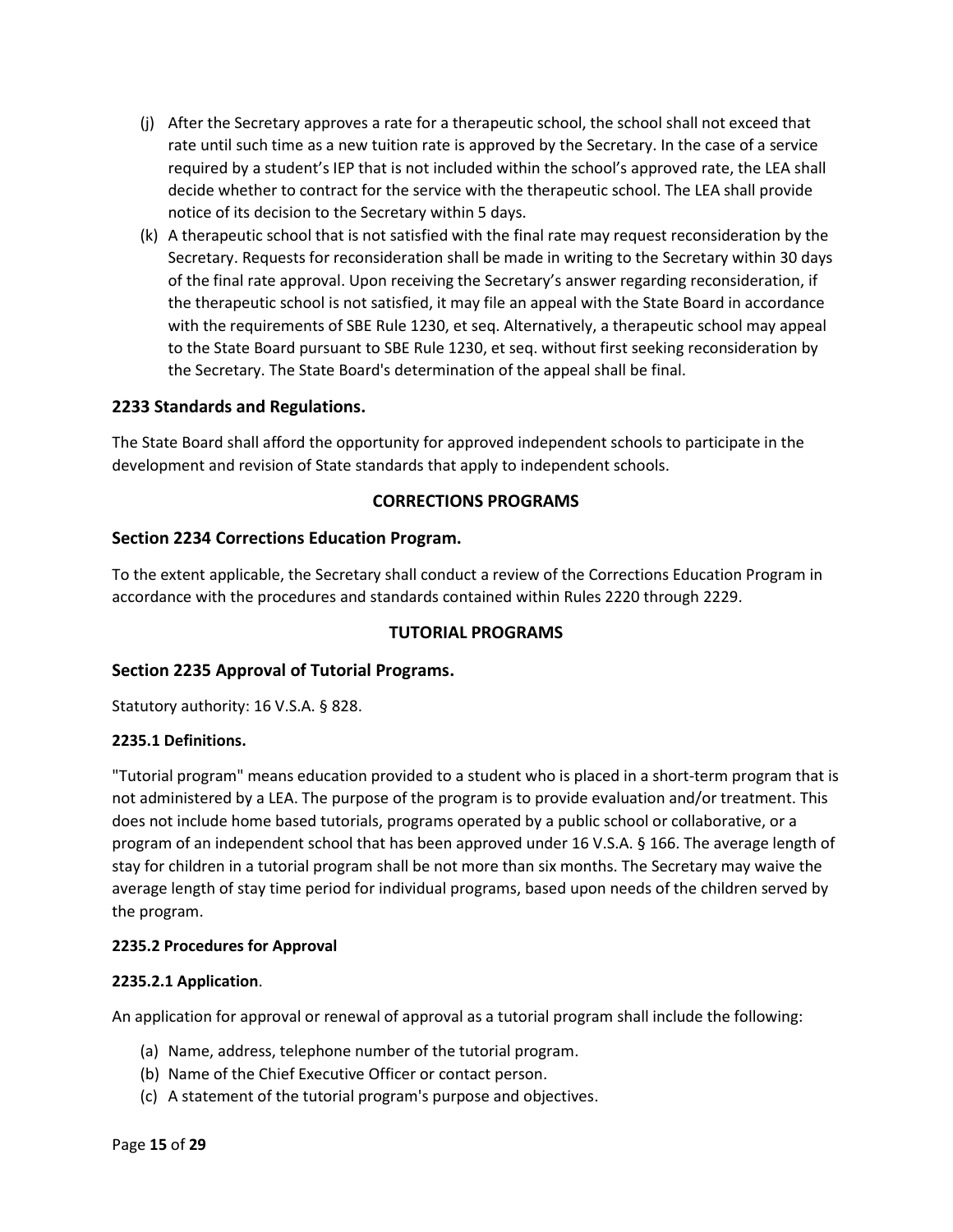(j) After the Secretary approves a rate for a therapeutic school, the school shall not exceed that rate until such time as a new tuition rate is approved by the Secretary. In the case of a service required by a student's IEP that is not included within the school's approved rate, the LEA shall decide whether to contract for the service with the therapeutic school. The LEA shall provide notice of its decision to the Secretary within 5 days.

(k) A therapeutic school that is not satisfied with the final rate may request reconsideration by the Secretary. Requests for reconsideration shall be made in writing to the Secretary within 30 days of the final rate approval. Upon receiving the Secretary's answer regarding reconsideration, if the therapeutic school is not satisfied, it may file an appeal with the State Board in accordance with the requirements of SBE Rule 1230, et seq. Alternatively, a therapeutic school may appeal to the State Board pursuant to SBE Rule 1230, et seq. without first seeking reconsideration by the Secretary. The State Board's determination of the appeal shall be final.

### 2233 Standards and Regulations.

The State Board shall afford the opportunity for approved independent schools to participate in the development and revision of State standards that apply to independent schools.

## CORRECTIONS PROGRAMS

### Section 2234 Corrections Education Program.

To the extent applicable, the Secretary shall conduct a review of the Corrections Education Program in accordance with the procedures and standards contained within Rules 2220 through 2229.

## TUTORIAL PROGRAMS

### Section 2235 Approval of Tutorial Programs.

Statutory authority: 16 V.S.A. § 828.

#### 2235.1 Definitions.

"Tutorial program" means education provided to a student who is placed in a short-term program that is not administered by a LEA. The purpose of the program is to provide evaluation and/or treatment. This does not include home based tutorials, programs operated by a public school or collaborative, or a program of an independent school that has been approved under 16 V.S.A. § 166. The average length of stay for children in a tutorial program shall be not more than six months. The Secretary may waive the average length of stay time period for individual programs, based upon needs of the children served by the program.

#### 2235.2 Procedures for Approval

#### 2235.2.1 Application.

An application for approval or renewal of approval as a tutorial program shall include the following:

(a) Name, address, telephone number of the tutorial program.
(b) Name of the Chief Executive Officer or contact person.
(c) A statement of the tutorial program's purpose and objectives.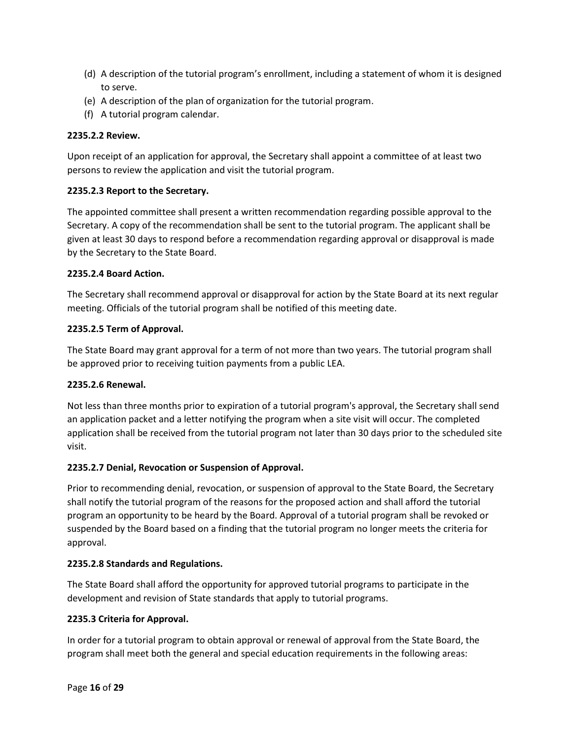(d) A description of the tutorial program's enrollment, including a statement of whom it is designed to serve.
(e) A description of the plan of organization for the tutorial program.
(f) A tutorial program calendar.

**2235.2.2 Review.**

Upon receipt of an application for approval, the Secretary shall appoint a committee of at least two persons to review the application and visit the tutorial program.

**2235.2.3 Report to the Secretary.**

The appointed committee shall present a written recommendation regarding possible approval to the Secretary. A copy of the recommendation shall be sent to the tutorial program. The applicant shall be given at least 30 days to respond before a recommendation regarding approval or disapproval is made by the Secretary to the State Board.

**2235.2.4 Board Action.**

The Secretary shall recommend approval or disapproval for action by the State Board at its next regular meeting. Officials of the tutorial program shall be notified of this meeting date.

**2235.2.5 Term of Approval.**

The State Board may grant approval for a term of not more than two years. The tutorial program shall be approved prior to receiving tuition payments from a public LEA.

**2235.2.6 Renewal.**

Not less than three months prior to expiration of a tutorial program's approval, the Secretary shall send an application packet and a letter notifying the program when a site visit will occur. The completed application shall be received from the tutorial program not later than 30 days prior to the scheduled site visit.

**2235.2.7 Denial, Revocation or Suspension of Approval.**

Prior to recommending denial, revocation, or suspension of approval to the State Board, the Secretary shall notify the tutorial program of the reasons for the proposed action and shall afford the tutorial program an opportunity to be heard by the Board. Approval of a tutorial program shall be revoked or suspended by the Board based on a finding that the tutorial program no longer meets the criteria for approval.

**2235.2.8 Standards and Regulations.**

The State Board shall afford the opportunity for approved tutorial programs to participate in the development and revision of State standards that apply to tutorial programs.

**2235.3 Criteria for Approval.**

In order for a tutorial program to obtain approval or renewal of approval from the State Board, the program shall meet both the general and special education requirements in the following areas: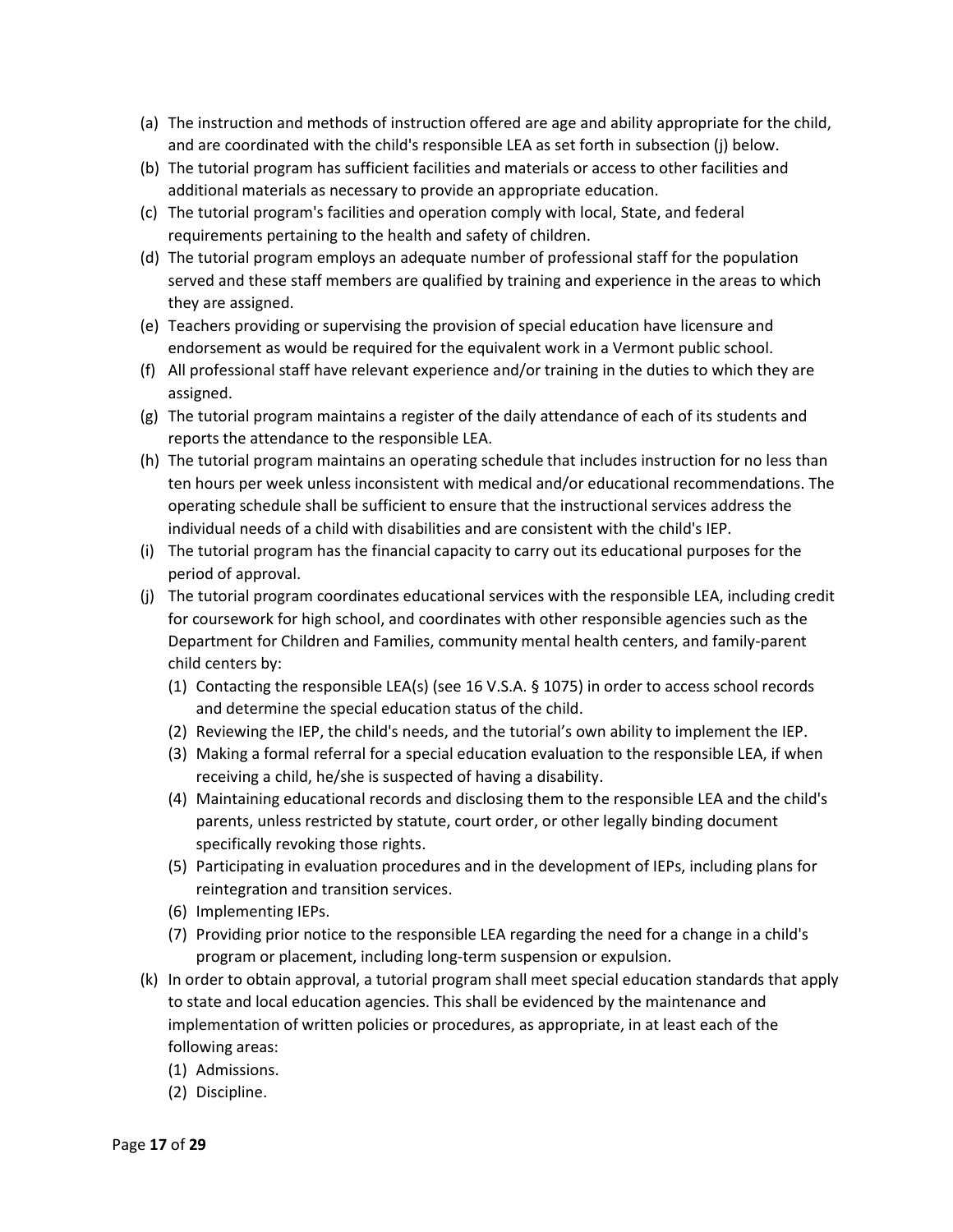(a) The instruction and methods of instruction offered are age and ability appropriate for the child, and are coordinated with the child's responsible LEA as set forth in subsection (j) below.

(b) The tutorial program has sufficient facilities and materials or access to other facilities and additional materials as necessary to provide an appropriate education.

(c) The tutorial program's facilities and operation comply with local, State, and federal requirements pertaining to the health and safety of children.

(d) The tutorial program employs an adequate number of professional staff for the population served and these staff members are qualified by training and experience in the areas to which they are assigned.

(e) Teachers providing or supervising the provision of special education have licensure and endorsement as would be required for the equivalent work in a Vermont public school.

(f) All professional staff have relevant experience and/or training in the duties to which they are assigned.

(g) The tutorial program maintains a register of the daily attendance of each of its students and reports the attendance to the responsible LEA.

(h) The tutorial program maintains an operating schedule that includes instruction for no less than ten hours per week unless inconsistent with medical and/or educational recommendations. The operating schedule shall be sufficient to ensure that the instructional services address the individual needs of a child with disabilities and are consistent with the child's IEP.

(i) The tutorial program has the financial capacity to carry out its educational purposes for the period of approval.

(j) The tutorial program coordinates educational services with the responsible LEA, including credit for coursework for high school, and coordinates with other responsible agencies such as the Department for Children and Families, community mental health centers, and family-parent child centers by:

   (1) Contacting the responsible LEA(s) (see 16 V.S.A. § 1075) in order to access school records and determine the special education status of the child.

   (2) Reviewing the IEP, the child's needs, and the tutorial's own ability to implement the IEP.

   (3) Making a formal referral for a special education evaluation to the responsible LEA, if when receiving a child, he/she is suspected of having a disability.

   (4) Maintaining educational records and disclosing them to the responsible LEA and the child's parents, unless restricted by statute, court order, or other legally binding document specifically revoking those rights.

   (5) Participating in evaluation procedures and in the development of IEPs, including plans for reintegration and transition services.

   (6) Implementing IEPs.

   (7) Providing prior notice to the responsible LEA regarding the need for a change in a child's program or placement, including long-term suspension or expulsion.

(k) In order to obtain approval, a tutorial program shall meet special education standards that apply to state and local education agencies. This shall be evidenced by the maintenance and implementation of written policies or procedures, as appropriate, in at least each of the following areas:

   (1) Admissions.

   (2) Discipline.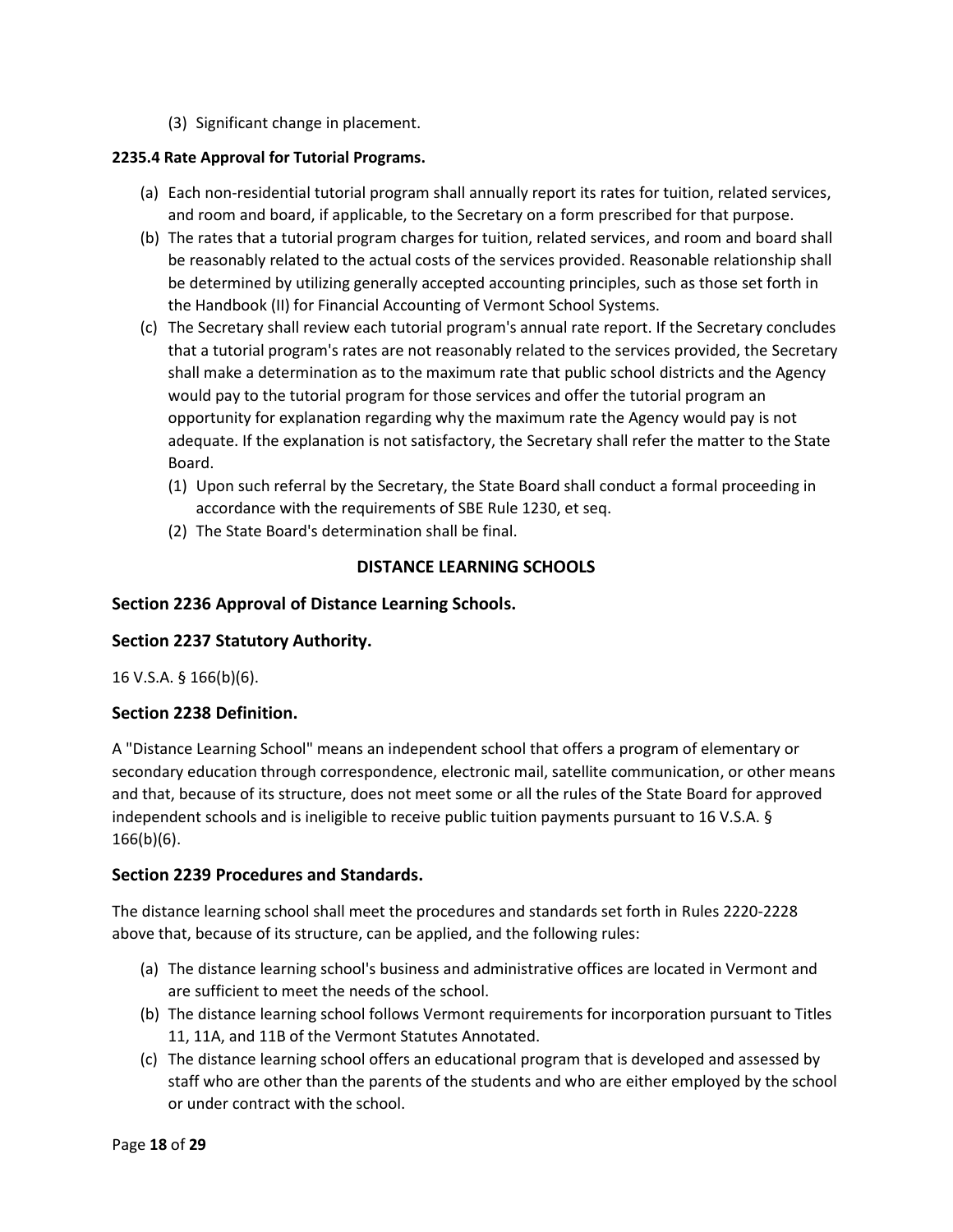(3) Significant change in placement.

**2235.4 Rate Approval for Tutorial Programs.**

(a) Each non-residential tutorial program shall annually report its rates for tuition, related services, and room and board, if applicable, to the Secretary on a form prescribed for that purpose.

(b) The rates that a tutorial program charges for tuition, related services, and room and board shall be reasonably related to the actual costs of the services provided. Reasonable relationship shall be determined by utilizing generally accepted accounting principles, such as those set forth in the Handbook (II) for Financial Accounting of Vermont School Systems.

(c) The Secretary shall review each tutorial program's annual rate report. If the Secretary concludes that a tutorial program's rates are not reasonably related to the services provided, the Secretary shall make a determination as to the maximum rate that public school districts and the Agency would pay to the tutorial program for those services and offer the tutorial program an opportunity for explanation regarding why the maximum rate the Agency would pay is not adequate. If the explanation is not satisfactory, the Secretary shall refer the matter to the State Board.

  (1) Upon such referral by the Secretary, the State Board shall conduct a formal proceeding in accordance with the requirements of SBE Rule 1230, et seq.

  (2) The State Board's determination shall be final.

## DISTANCE LEARNING SCHOOLS

### Section 2236 Approval of Distance Learning Schools.

### Section 2237 Statutory Authority.

16 V.S.A. § 166(b)(6).

### Section 2238 Definition.

A "Distance Learning School" means an independent school that offers a program of elementary or secondary education through correspondence, electronic mail, satellite communication, or other means and that, because of its structure, does not meet some or all the rules of the State Board for approved independent schools and is ineligible to receive public tuition payments pursuant to 16 V.S.A. § 166(b)(6).

### Section 2239 Procedures and Standards.

The distance learning school shall meet the procedures and standards set forth in Rules 2220-2228 above that, because of its structure, can be applied, and the following rules:

(a) The distance learning school's business and administrative offices are located in Vermont and are sufficient to meet the needs of the school.

(b) The distance learning school follows Vermont requirements for incorporation pursuant to Titles 11, 11A, and 11B of the Vermont Statutes Annotated.

(c) The distance learning school offers an educational program that is developed and assessed by staff who are other than the parents of the students and who are either employed by the school or under contract with the school.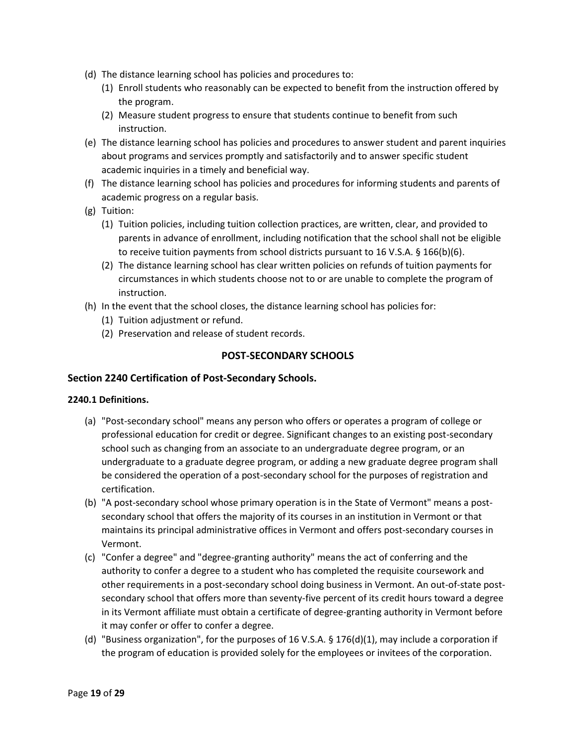(d) The distance learning school has policies and procedures to:
   (1) Enroll students who reasonably can be expected to benefit from the instruction offered by the program.
   (2) Measure student progress to ensure that students continue to benefit from such instruction.

(e) The distance learning school has policies and procedures to answer student and parent inquiries about programs and services promptly and satisfactorily and to answer specific student academic inquiries in a timely and beneficial way.

(f) The distance learning school has policies and procedures for informing students and parents of academic progress on a regular basis.

(g) Tuition:
   (1) Tuition policies, including tuition collection practices, are written, clear, and provided to parents in advance of enrollment, including notification that the school shall not be eligible to receive tuition payments from school districts pursuant to 16 V.S.A. § 166(b)(6).
   (2) The distance learning school has clear written policies on refunds of tuition payments for circumstances in which students choose not to or are unable to complete the program of instruction.

(h) In the event that the school closes, the distance learning school has policies for:
   (1) Tuition adjustment or refund.
   (2) Preservation and release of student records.

## POST-SECONDARY SCHOOLS

### Section 2240 Certification of Post-Secondary Schools.

**2240.1 Definitions.**

(a) "Post-secondary school" means any person who offers or operates a program of college or professional education for credit or degree. Significant changes to an existing post-secondary school such as changing from an associate to an undergraduate degree program, or an undergraduate to a graduate degree program, or adding a new graduate degree program shall be considered the operation of a post-secondary school for the purposes of registration and certification.

(b) "A post-secondary school whose primary operation is in the State of Vermont" means a post-secondary school that offers the majority of its courses in an institution in Vermont or that maintains its principal administrative offices in Vermont and offers post-secondary courses in Vermont.

(c) "Confer a degree" and "degree-granting authority" means the act of conferring and the authority to confer a degree to a student who has completed the requisite coursework and other requirements in a post-secondary school doing business in Vermont. An out-of-state post-secondary school that offers more than seventy-five percent of its credit hours toward a degree in its Vermont affiliate must obtain a certificate of degree-granting authority in Vermont before it may confer or offer to confer a degree.

(d) "Business organization", for the purposes of 16 V.S.A. § 176(d)(1), may include a corporation if the program of education is provided solely for the employees or invitees of the corporation.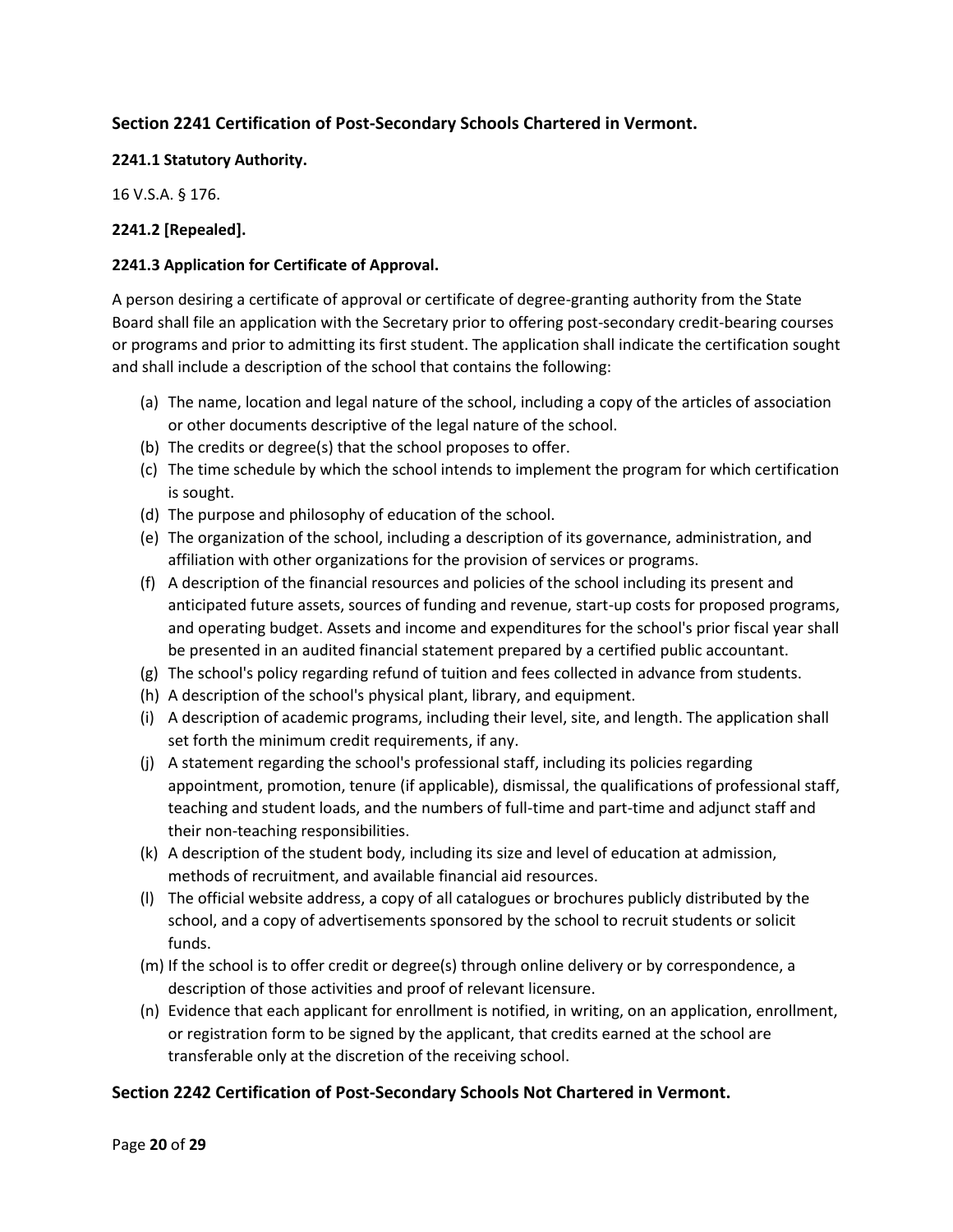## Section 2241 Certification of Post-Secondary Schools Chartered in Vermont.

### 2241.1 Statutory Authority.

16 V.S.A. § 176.

### 2241.2 [Repealed].

### 2241.3 Application for Certificate of Approval.

A person desiring a certificate of approval or certificate of degree-granting authority from the State Board shall file an application with the Secretary prior to offering post-secondary credit-bearing courses or programs and prior to admitting its first student. The application shall indicate the certification sought and shall include a description of the school that contains the following:

(a) The name, location and legal nature of the school, including a copy of the articles of association or other documents descriptive of the legal nature of the school.

(b) The credits or degree(s) that the school proposes to offer.

(c) The time schedule by which the school intends to implement the program for which certification is sought.

(d) The purpose and philosophy of education of the school.

(e) The organization of the school, including a description of its governance, administration, and affiliation with other organizations for the provision of services or programs.

(f) A description of the financial resources and policies of the school including its present and anticipated future assets, sources of funding and revenue, start-up costs for proposed programs, and operating budget. Assets and income and expenditures for the school's prior fiscal year shall be presented in an audited financial statement prepared by a certified public accountant.

(g) The school's policy regarding refund of tuition and fees collected in advance from students.

(h) A description of the school's physical plant, library, and equipment.

(i) A description of academic programs, including their level, site, and length. The application shall set forth the minimum credit requirements, if any.

(j) A statement regarding the school's professional staff, including its policies regarding appointment, promotion, tenure (if applicable), dismissal, the qualifications of professional staff, teaching and student loads, and the numbers of full-time and part-time and adjunct staff and their non-teaching responsibilities.

(k) A description of the student body, including its size and level of education at admission, methods of recruitment, and available financial aid resources.

(l) The official website address, a copy of all catalogues or brochures publicly distributed by the school, and a copy of advertisements sponsored by the school to recruit students or solicit funds.

(m) If the school is to offer credit or degree(s) through online delivery or by correspondence, a description of those activities and proof of relevant licensure.

(n) Evidence that each applicant for enrollment is notified, in writing, on an application, enrollment, or registration form to be signed by the applicant, that credits earned at the school are transferable only at the discretion of the receiving school.

## Section 2242 Certification of Post-Secondary Schools Not Chartered in Vermont.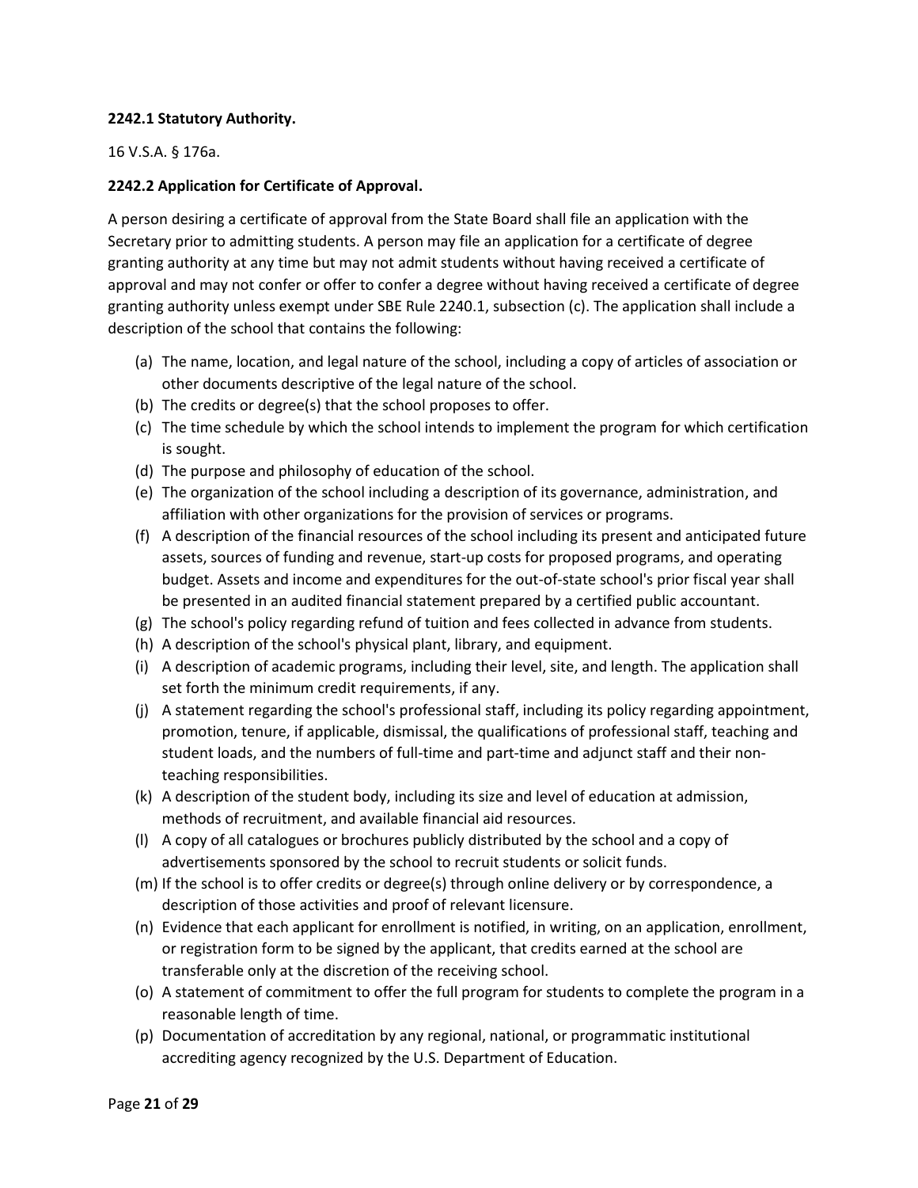**2242.1 Statutory Authority.**

16 V.S.A. § 176a.

**2242.2 Application for Certificate of Approval.**

A person desiring a certificate of approval from the State Board shall file an application with the Secretary prior to admitting students. A person may file an application for a certificate of degree granting authority at any time but may not admit students without having received a certificate of approval and may not confer or offer to confer a degree without having received a certificate of degree granting authority unless exempt under SBE Rule 2240.1, subsection (c). The application shall include a description of the school that contains the following:

(a) The name, location, and legal nature of the school, including a copy of articles of association or other documents descriptive of the legal nature of the school.
(b) The credits or degree(s) that the school proposes to offer.
(c) The time schedule by which the school intends to implement the program for which certification is sought.
(d) The purpose and philosophy of education of the school.
(e) The organization of the school including a description of its governance, administration, and affiliation with other organizations for the provision of services or programs.
(f) A description of the financial resources of the school including its present and anticipated future assets, sources of funding and revenue, start-up costs for proposed programs, and operating budget. Assets and income and expenditures for the out-of-state school's prior fiscal year shall be presented in an audited financial statement prepared by a certified public accountant.
(g) The school's policy regarding refund of tuition and fees collected in advance from students.
(h) A description of the school's physical plant, library, and equipment.
(i) A description of academic programs, including their level, site, and length. The application shall set forth the minimum credit requirements, if any.
(j) A statement regarding the school's professional staff, including its policy regarding appointment, promotion, tenure, if applicable, dismissal, the qualifications of professional staff, teaching and student loads, and the numbers of full-time and part-time and adjunct staff and their non-teaching responsibilities.
(k) A description of the student body, including its size and level of education at admission, methods of recruitment, and available financial aid resources.
(l) A copy of all catalogues or brochures publicly distributed by the school and a copy of advertisements sponsored by the school to recruit students or solicit funds.
(m) If the school is to offer credits or degree(s) through online delivery or by correspondence, a description of those activities and proof of relevant licensure.
(n) Evidence that each applicant for enrollment is notified, in writing, on an application, enrollment, or registration form to be signed by the applicant, that credits earned at the school are transferable only at the discretion of the receiving school.
(o) A statement of commitment to offer the full program for students to complete the program in a reasonable length of time.
(p) Documentation of accreditation by any regional, national, or programmatic institutional accrediting agency recognized by the U.S. Department of Education.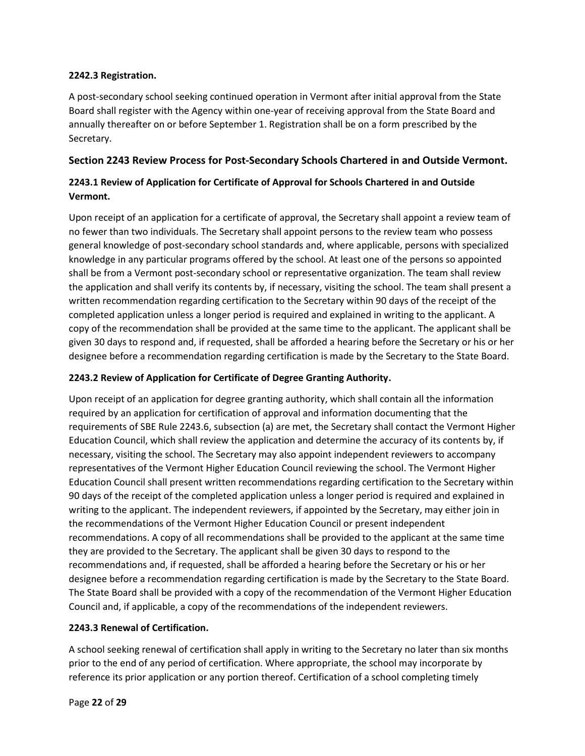**2242.3 Registration.**

A post-secondary school seeking continued operation in Vermont after initial approval from the State Board shall register with the Agency within one-year of receiving approval from the State Board and annually thereafter on or before September 1. Registration shall be on a form prescribed by the Secretary.

## Section 2243 Review Process for Post-Secondary Schools Chartered in and Outside Vermont.

### 2243.1 Review of Application for Certificate of Approval for Schools Chartered in and Outside Vermont.

Upon receipt of an application for a certificate of approval, the Secretary shall appoint a review team of no fewer than two individuals. The Secretary shall appoint persons to the review team who possess general knowledge of post-secondary school standards and, where applicable, persons with specialized knowledge in any particular programs offered by the school. At least one of the persons so appointed shall be from a Vermont post-secondary school or representative organization. The team shall review the application and shall verify its contents by, if necessary, visiting the school. The team shall present a written recommendation regarding certification to the Secretary within 90 days of the receipt of the completed application unless a longer period is required and explained in writing to the applicant. A copy of the recommendation shall be provided at the same time to the applicant. The applicant shall be given 30 days to respond and, if requested, shall be afforded a hearing before the Secretary or his or her designee before a recommendation regarding certification is made by the Secretary to the State Board.

### 2243.2 Review of Application for Certificate of Degree Granting Authority.

Upon receipt of an application for degree granting authority, which shall contain all the information required by an application for certification of approval and information documenting that the requirements of SBE Rule 2243.6, subsection (a) are met, the Secretary shall contact the Vermont Higher Education Council, which shall review the application and determine the accuracy of its contents by, if necessary, visiting the school. The Secretary may also appoint independent reviewers to accompany representatives of the Vermont Higher Education Council reviewing the school. The Vermont Higher Education Council shall present written recommendations regarding certification to the Secretary within 90 days of the receipt of the completed application unless a longer period is required and explained in writing to the applicant. The independent reviewers, if appointed by the Secretary, may either join in the recommendations of the Vermont Higher Education Council or present independent recommendations. A copy of all recommendations shall be provided to the applicant at the same time they are provided to the Secretary. The applicant shall be given 30 days to respond to the recommendations and, if requested, shall be afforded a hearing before the Secretary or his or her designee before a recommendation regarding certification is made by the Secretary to the State Board. The State Board shall be provided with a copy of the recommendation of the Vermont Higher Education Council and, if applicable, a copy of the recommendations of the independent reviewers.

### 2243.3 Renewal of Certification.

A school seeking renewal of certification shall apply in writing to the Secretary no later than six months prior to the end of any period of certification. Where appropriate, the school may incorporate by reference its prior application or any portion thereof. Certification of a school completing timely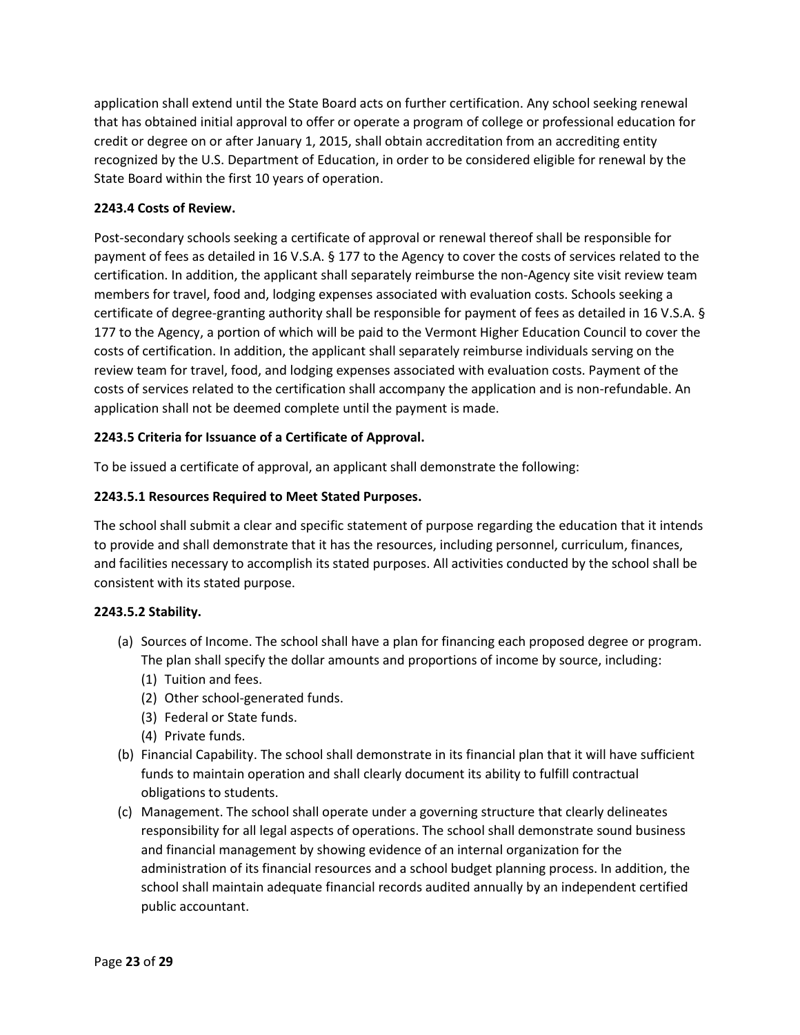application shall extend until the State Board acts on further certification. Any school seeking renewal that has obtained initial approval to offer or operate a program of college or professional education for credit or degree on or after January 1, 2015, shall obtain accreditation from an accrediting entity recognized by the U.S. Department of Education, in order to be considered eligible for renewal by the State Board within the first 10 years of operation.

**2243.4 Costs of Review.**

Post-secondary schools seeking a certificate of approval or renewal thereof shall be responsible for payment of fees as detailed in 16 V.S.A. § 177 to the Agency to cover the costs of services related to the certification. In addition, the applicant shall separately reimburse the non-Agency site visit review team members for travel, food and, lodging expenses associated with evaluation costs. Schools seeking a certificate of degree-granting authority shall be responsible for payment of fees as detailed in 16 V.S.A. § 177 to the Agency, a portion of which will be paid to the Vermont Higher Education Council to cover the costs of certification. In addition, the applicant shall separately reimburse individuals serving on the review team for travel, food, and lodging expenses associated with evaluation costs. Payment of the costs of services related to the certification shall accompany the application and is non-refundable. An application shall not be deemed complete until the payment is made.

**2243.5 Criteria for Issuance of a Certificate of Approval.**

To be issued a certificate of approval, an applicant shall demonstrate the following:

**2243.5.1 Resources Required to Meet Stated Purposes.**

The school shall submit a clear and specific statement of purpose regarding the education that it intends to provide and shall demonstrate that it has the resources, including personnel, curriculum, finances, and facilities necessary to accomplish its stated purposes. All activities conducted by the school shall be consistent with its stated purpose.

**2243.5.2 Stability.**

- (a) Sources of Income. The school shall have a plan for financing each proposed degree or program. The plan shall specify the dollar amounts and proportions of income by source, including:
  - (1) Tuition and fees.
  - (2) Other school-generated funds.
  - (3) Federal or State funds.
  - (4) Private funds.
- (b) Financial Capability. The school shall demonstrate in its financial plan that it will have sufficient funds to maintain operation and shall clearly document its ability to fulfill contractual obligations to students.
- (c) Management. The school shall operate under a governing structure that clearly delineates responsibility for all legal aspects of operations. The school shall demonstrate sound business and financial management by showing evidence of an internal organization for the administration of its financial resources and a school budget planning process. In addition, the school shall maintain adequate financial records audited annually by an independent certified public accountant.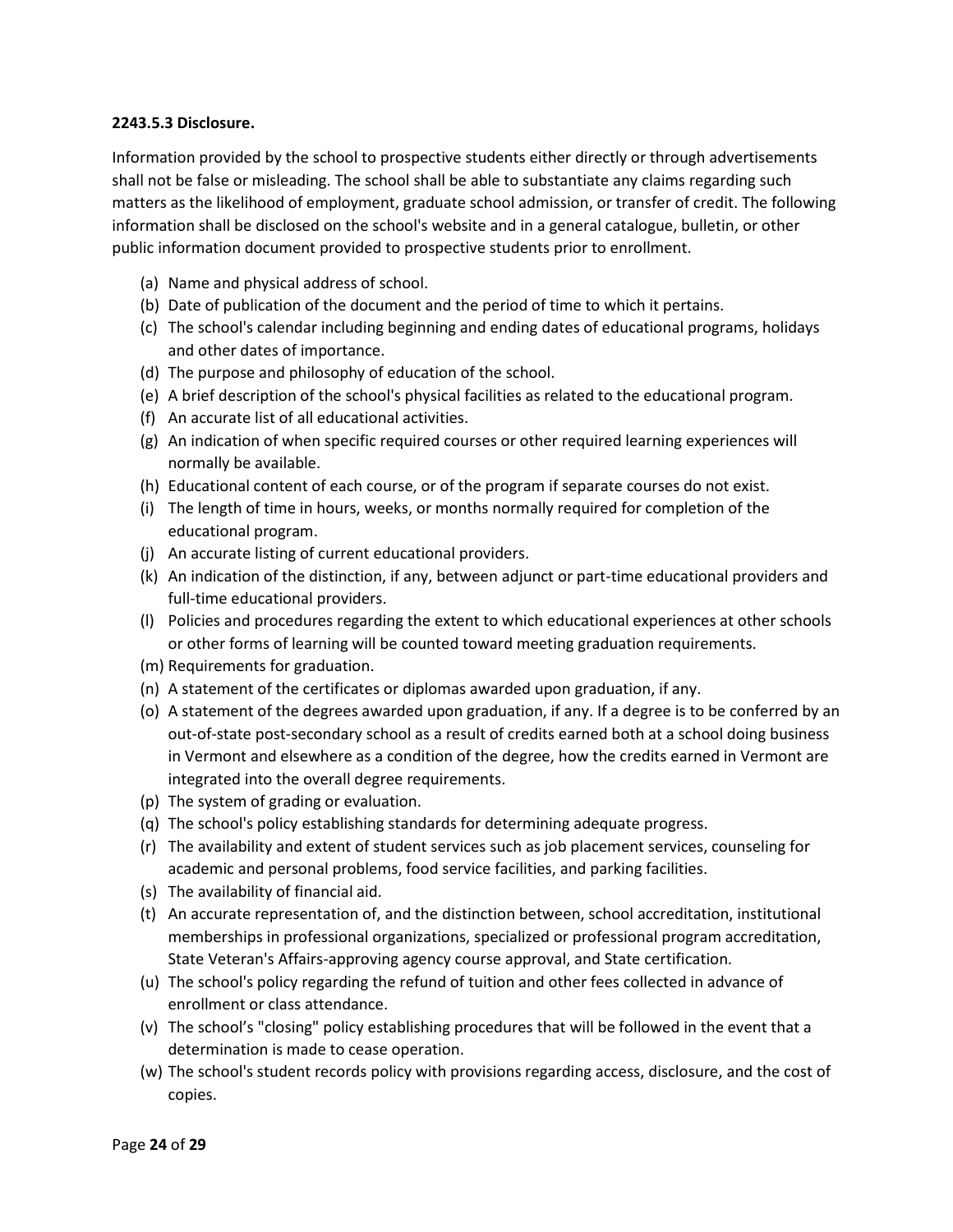**2243.5.3 Disclosure.**

Information provided by the school to prospective students either directly or through advertisements shall not be false or misleading. The school shall be able to substantiate any claims regarding such matters as the likelihood of employment, graduate school admission, or transfer of credit. The following information shall be disclosed on the school's website and in a general catalogue, bulletin, or other public information document provided to prospective students prior to enrollment.

(a) Name and physical address of school.
(b) Date of publication of the document and the period of time to which it pertains.
(c) The school's calendar including beginning and ending dates of educational programs, holidays and other dates of importance.
(d) The purpose and philosophy of education of the school.
(e) A brief description of the school's physical facilities as related to the educational program.
(f) An accurate list of all educational activities.
(g) An indication of when specific required courses or other required learning experiences will normally be available.
(h) Educational content of each course, or of the program if separate courses do not exist.
(i) The length of time in hours, weeks, or months normally required for completion of the educational program.
(j) An accurate listing of current educational providers.
(k) An indication of the distinction, if any, between adjunct or part-time educational providers and full-time educational providers.
(l) Policies and procedures regarding the extent to which educational experiences at other schools or other forms of learning will be counted toward meeting graduation requirements.
(m) Requirements for graduation.
(n) A statement of the certificates or diplomas awarded upon graduation, if any.
(o) A statement of the degrees awarded upon graduation, if any. If a degree is to be conferred by an out-of-state post-secondary school as a result of credits earned both at a school doing business in Vermont and elsewhere as a condition of the degree, how the credits earned in Vermont are integrated into the overall degree requirements.
(p) The system of grading or evaluation.
(q) The school's policy establishing standards for determining adequate progress.
(r) The availability and extent of student services such as job placement services, counseling for academic and personal problems, food service facilities, and parking facilities.
(s) The availability of financial aid.
(t) An accurate representation of, and the distinction between, school accreditation, institutional memberships in professional organizations, specialized or professional program accreditation, State Veteran's Affairs-approving agency course approval, and State certification.
(u) The school's policy regarding the refund of tuition and other fees collected in advance of enrollment or class attendance.
(v) The school's "closing" policy establishing procedures that will be followed in the event that a determination is made to cease operation.
(w) The school's student records policy with provisions regarding access, disclosure, and the cost of copies.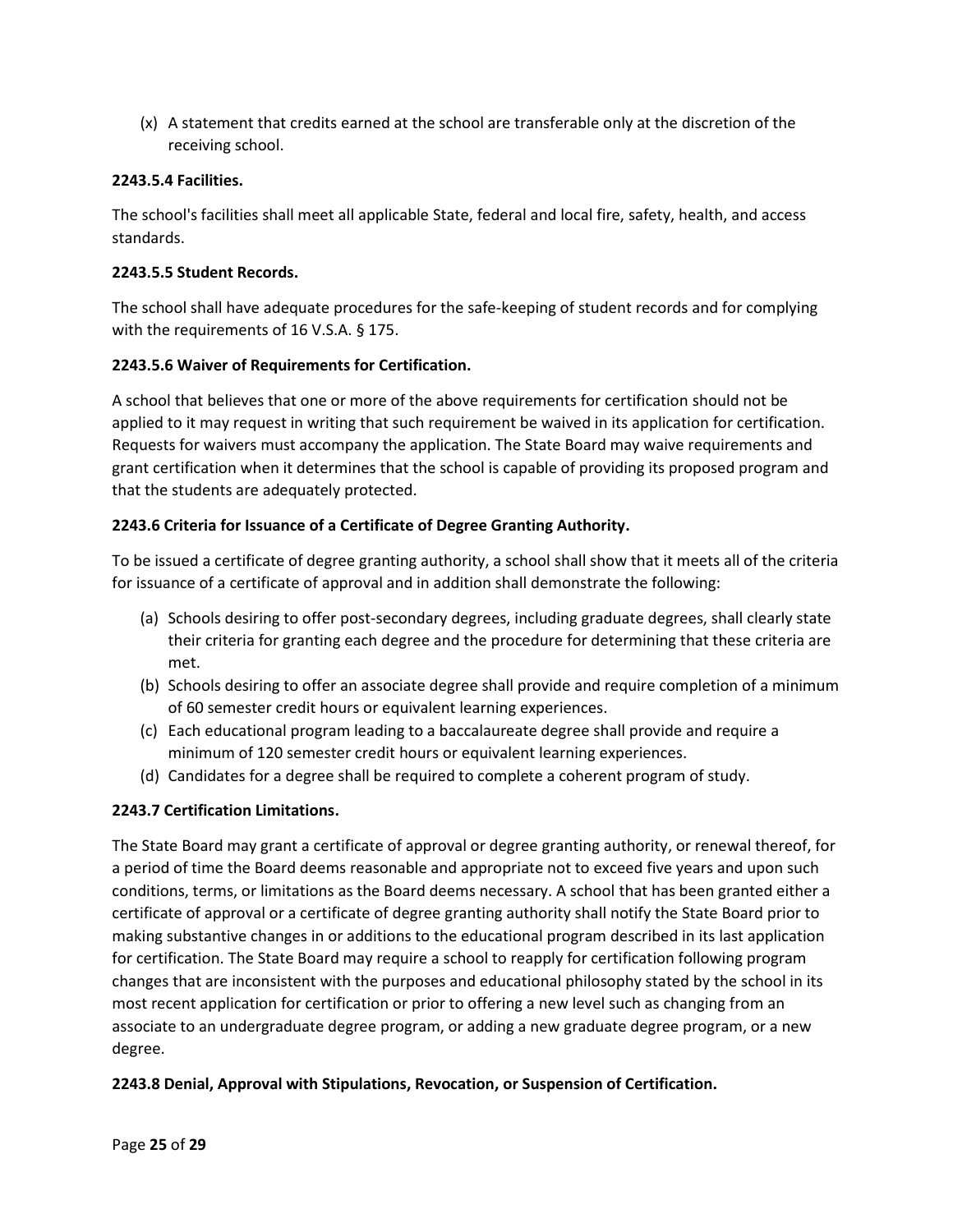(x) A statement that credits earned at the school are transferable only at the discretion of the receiving school.

**2243.5.4 Facilities.**

The school's facilities shall meet all applicable State, federal and local fire, safety, health, and access standards.

**2243.5.5 Student Records.**

The school shall have adequate procedures for the safe-keeping of student records and for complying with the requirements of 16 V.S.A. § 175.

**2243.5.6 Waiver of Requirements for Certification.**

A school that believes that one or more of the above requirements for certification should not be applied to it may request in writing that such requirement be waived in its application for certification. Requests for waivers must accompany the application. The State Board may waive requirements and grant certification when it determines that the school is capable of providing its proposed program and that the students are adequately protected.

**2243.6 Criteria for Issuance of a Certificate of Degree Granting Authority.**

To be issued a certificate of degree granting authority, a school shall show that it meets all of the criteria for issuance of a certificate of approval and in addition shall demonstrate the following:

(a) Schools desiring to offer post-secondary degrees, including graduate degrees, shall clearly state their criteria for granting each degree and the procedure for determining that these criteria are met.
(b) Schools desiring to offer an associate degree shall provide and require completion of a minimum of 60 semester credit hours or equivalent learning experiences.
(c) Each educational program leading to a baccalaureate degree shall provide and require a minimum of 120 semester credit hours or equivalent learning experiences.
(d) Candidates for a degree shall be required to complete a coherent program of study.

**2243.7 Certification Limitations.**

The State Board may grant a certificate of approval or degree granting authority, or renewal thereof, for a period of time the Board deems reasonable and appropriate not to exceed five years and upon such conditions, terms, or limitations as the Board deems necessary. A school that has been granted either a certificate of approval or a certificate of degree granting authority shall notify the State Board prior to making substantive changes in or additions to the educational program described in its last application for certification. The State Board may require a school to reapply for certification following program changes that are inconsistent with the purposes and educational philosophy stated by the school in its most recent application for certification or prior to offering a new level such as changing from an associate to an undergraduate degree program, or adding a new graduate degree program, or a new degree.

**2243.8 Denial, Approval with Stipulations, Revocation, or Suspension of Certification.**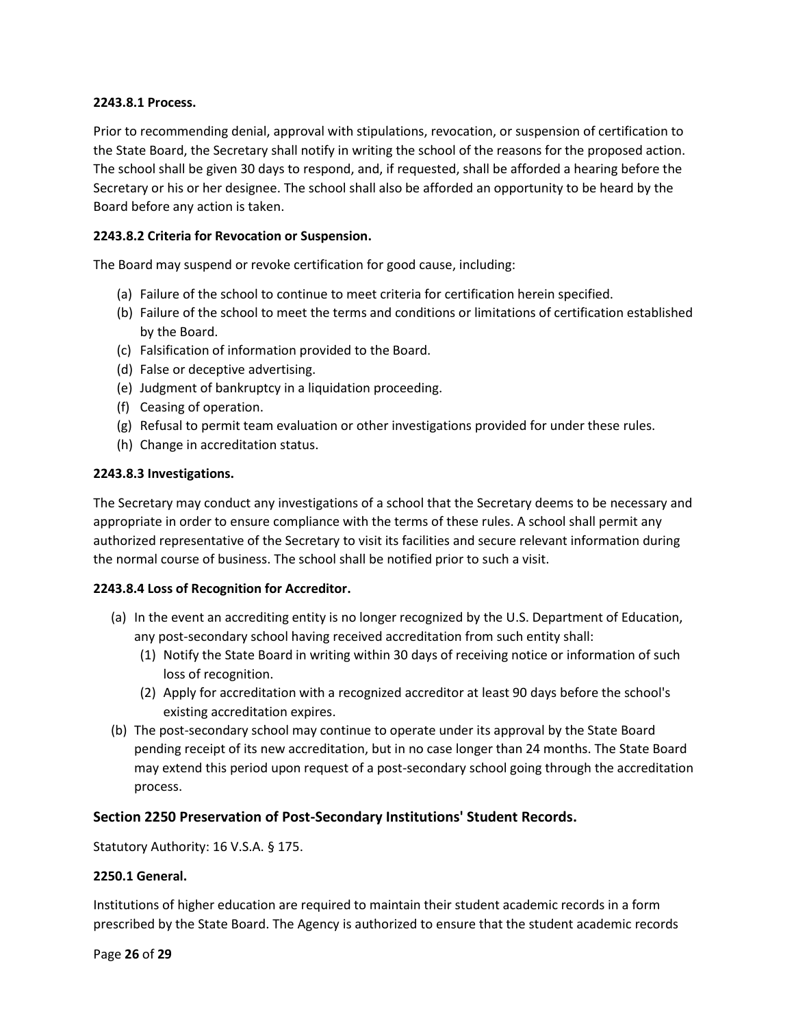**2243.8.1 Process.**

Prior to recommending denial, approval with stipulations, revocation, or suspension of certification to the State Board, the Secretary shall notify in writing the school of the reasons for the proposed action. The school shall be given 30 days to respond, and, if requested, shall be afforded a hearing before the Secretary or his or her designee. The school shall also be afforded an opportunity to be heard by the Board before any action is taken.

**2243.8.2 Criteria for Revocation or Suspension.**

The Board may suspend or revoke certification for good cause, including:

- (a) Failure of the school to continue to meet criteria for certification herein specified.
- (b) Failure of the school to meet the terms and conditions or limitations of certification established by the Board.
- (c) Falsification of information provided to the Board.
- (d) False or deceptive advertising.
- (e) Judgment of bankruptcy in a liquidation proceeding.
- (f) Ceasing of operation.
- (g) Refusal to permit team evaluation or other investigations provided for under these rules.
- (h) Change in accreditation status.

**2243.8.3 Investigations.**

The Secretary may conduct any investigations of a school that the Secretary deems to be necessary and appropriate in order to ensure compliance with the terms of these rules. A school shall permit any authorized representative of the Secretary to visit its facilities and secure relevant information during the normal course of business. The school shall be notified prior to such a visit.

**2243.8.4 Loss of Recognition for Accreditor.**

- (a) In the event an accrediting entity is no longer recognized by the U.S. Department of Education, any post-secondary school having received accreditation from such entity shall:
  - (1) Notify the State Board in writing within 30 days of receiving notice or information of such loss of recognition.
  - (2) Apply for accreditation with a recognized accreditor at least 90 days before the school's existing accreditation expires.
- (b) The post-secondary school may continue to operate under its approval by the State Board pending receipt of its new accreditation, but in no case longer than 24 months. The State Board may extend this period upon request of a post-secondary school going through the accreditation process.

## Section 2250 Preservation of Post-Secondary Institutions' Student Records.

Statutory Authority: 16 V.S.A. § 175.

**2250.1 General.**

Institutions of higher education are required to maintain their student academic records in a form prescribed by the State Board. The Agency is authorized to ensure that the student academic records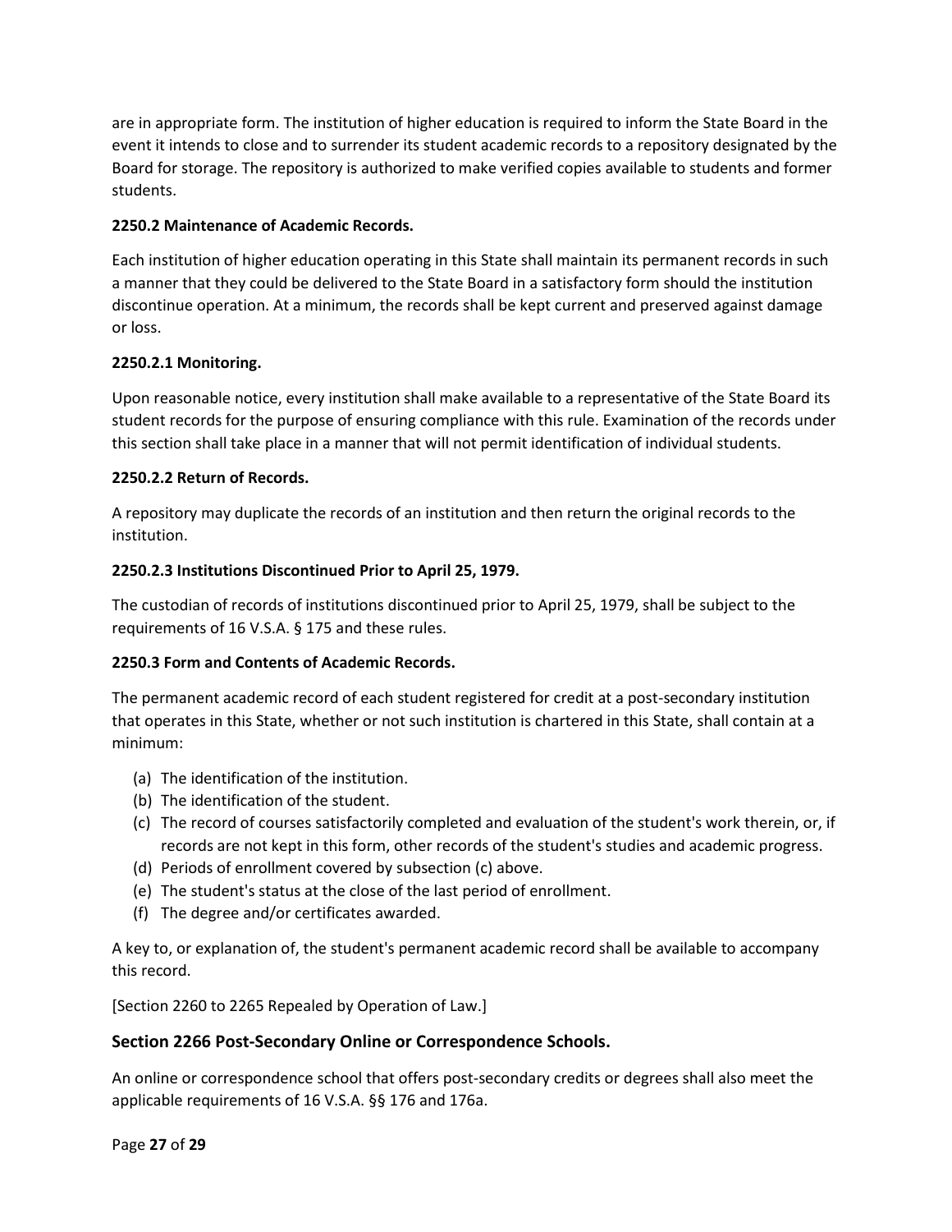are in appropriate form. The institution of higher education is required to inform the State Board in the event it intends to close and to surrender its student academic records to a repository designated by the Board for storage. The repository is authorized to make verified copies available to students and former students.

**2250.2 Maintenance of Academic Records.**

Each institution of higher education operating in this State shall maintain its permanent records in such a manner that they could be delivered to the State Board in a satisfactory form should the institution discontinue operation. At a minimum, the records shall be kept current and preserved against damage or loss.

**2250.2.1 Monitoring.**

Upon reasonable notice, every institution shall make available to a representative of the State Board its student records for the purpose of ensuring compliance with this rule. Examination of the records under this section shall take place in a manner that will not permit identification of individual students.

**2250.2.2 Return of Records.**

A repository may duplicate the records of an institution and then return the original records to the institution.

**2250.2.3 Institutions Discontinued Prior to April 25, 1979.**

The custodian of records of institutions discontinued prior to April 25, 1979, shall be subject to the requirements of 16 V.S.A. § 175 and these rules.

**2250.3 Form and Contents of Academic Records.**

The permanent academic record of each student registered for credit at a post-secondary institution that operates in this State, whether or not such institution is chartered in this State, shall contain at a minimum:

(a) The identification of the institution.
(b) The identification of the student.
(c) The record of courses satisfactorily completed and evaluation of the student's work therein, or, if records are not kept in this form, other records of the student's studies and academic progress.
(d) Periods of enrollment covered by subsection (c) above.
(e) The student's status at the close of the last period of enrollment.
(f) The degree and/or certificates awarded.

A key to, or explanation of, the student's permanent academic record shall be available to accompany this record.

[Section 2260 to 2265 Repealed by Operation of Law.]

## Section 2266 Post-Secondary Online or Correspondence Schools.

An online or correspondence school that offers post-secondary credits or degrees shall also meet the applicable requirements of 16 V.S.A. §§ 176 and 176a.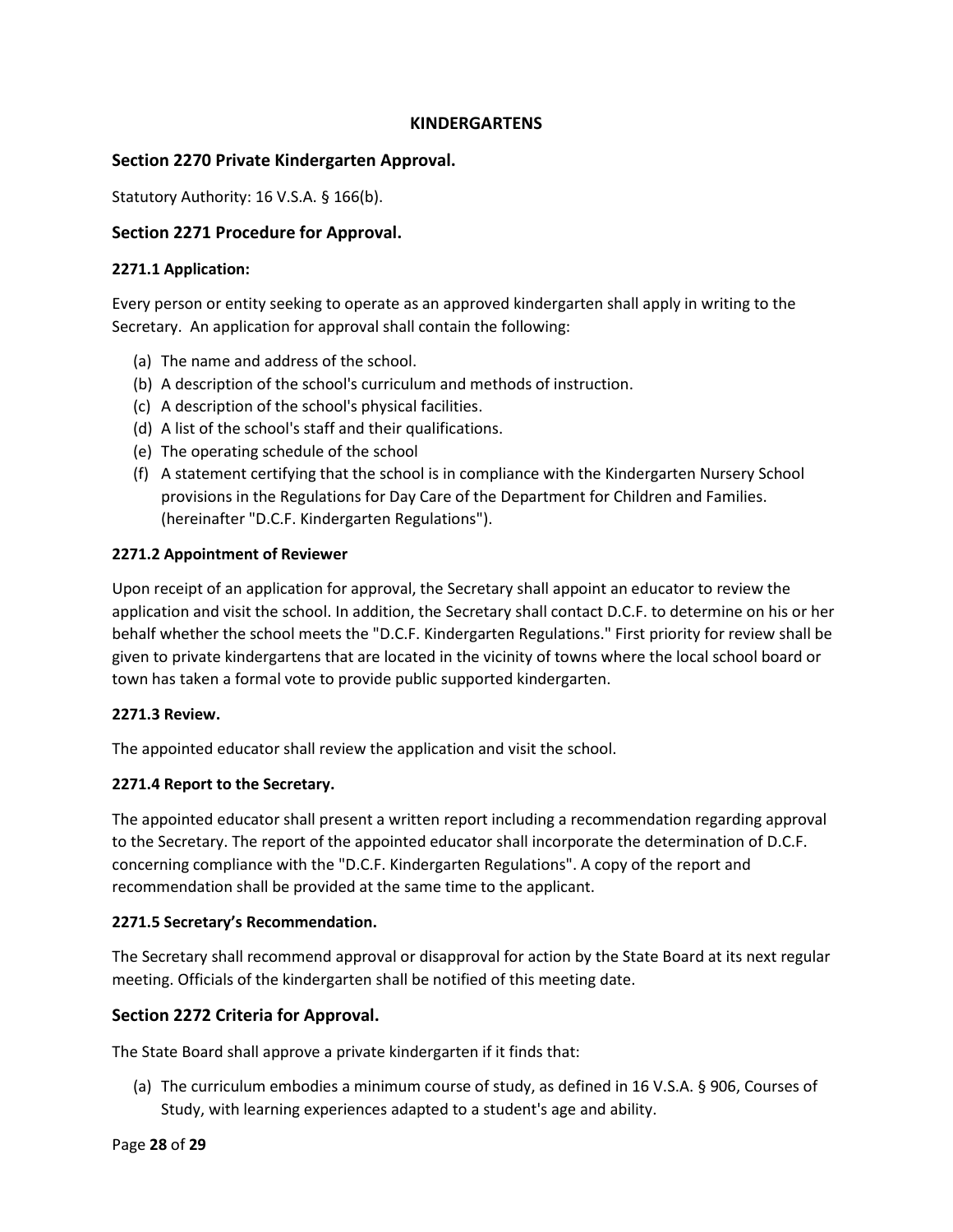## KINDERGARTENS

### Section 2270 Private Kindergarten Approval.

Statutory Authority: 16 V.S.A. § 166(b).

### Section 2271 Procedure for Approval.

#### 2271.1 Application:

Every person or entity seeking to operate as an approved kindergarten shall apply in writing to the Secretary. An application for approval shall contain the following:

(a) The name and address of the school.
(b) A description of the school's curriculum and methods of instruction.
(c) A description of the school's physical facilities.
(d) A list of the school's staff and their qualifications.
(e) The operating schedule of the school
(f) A statement certifying that the school is in compliance with the Kindergarten Nursery School provisions in the Regulations for Day Care of the Department for Children and Families. (hereinafter "D.C.F. Kindergarten Regulations").

#### 2271.2 Appointment of Reviewer

Upon receipt of an application for approval, the Secretary shall appoint an educator to review the application and visit the school. In addition, the Secretary shall contact D.C.F. to determine on his or her behalf whether the school meets the "D.C.F. Kindergarten Regulations." First priority for review shall be given to private kindergartens that are located in the vicinity of towns where the local school board or town has taken a formal vote to provide public supported kindergarten.

#### 2271.3 Review.

The appointed educator shall review the application and visit the school.

#### 2271.4 Report to the Secretary.

The appointed educator shall present a written report including a recommendation regarding approval to the Secretary. The report of the appointed educator shall incorporate the determination of D.C.F. concerning compliance with the "D.C.F. Kindergarten Regulations". A copy of the report and recommendation shall be provided at the same time to the applicant.

#### 2271.5 Secretary's Recommendation.

The Secretary shall recommend approval or disapproval for action by the State Board at its next regular meeting. Officials of the kindergarten shall be notified of this meeting date.

### Section 2272 Criteria for Approval.

The State Board shall approve a private kindergarten if it finds that:

(a) The curriculum embodies a minimum course of study, as defined in 16 V.S.A. § 906, Courses of Study, with learning experiences adapted to a student's age and ability.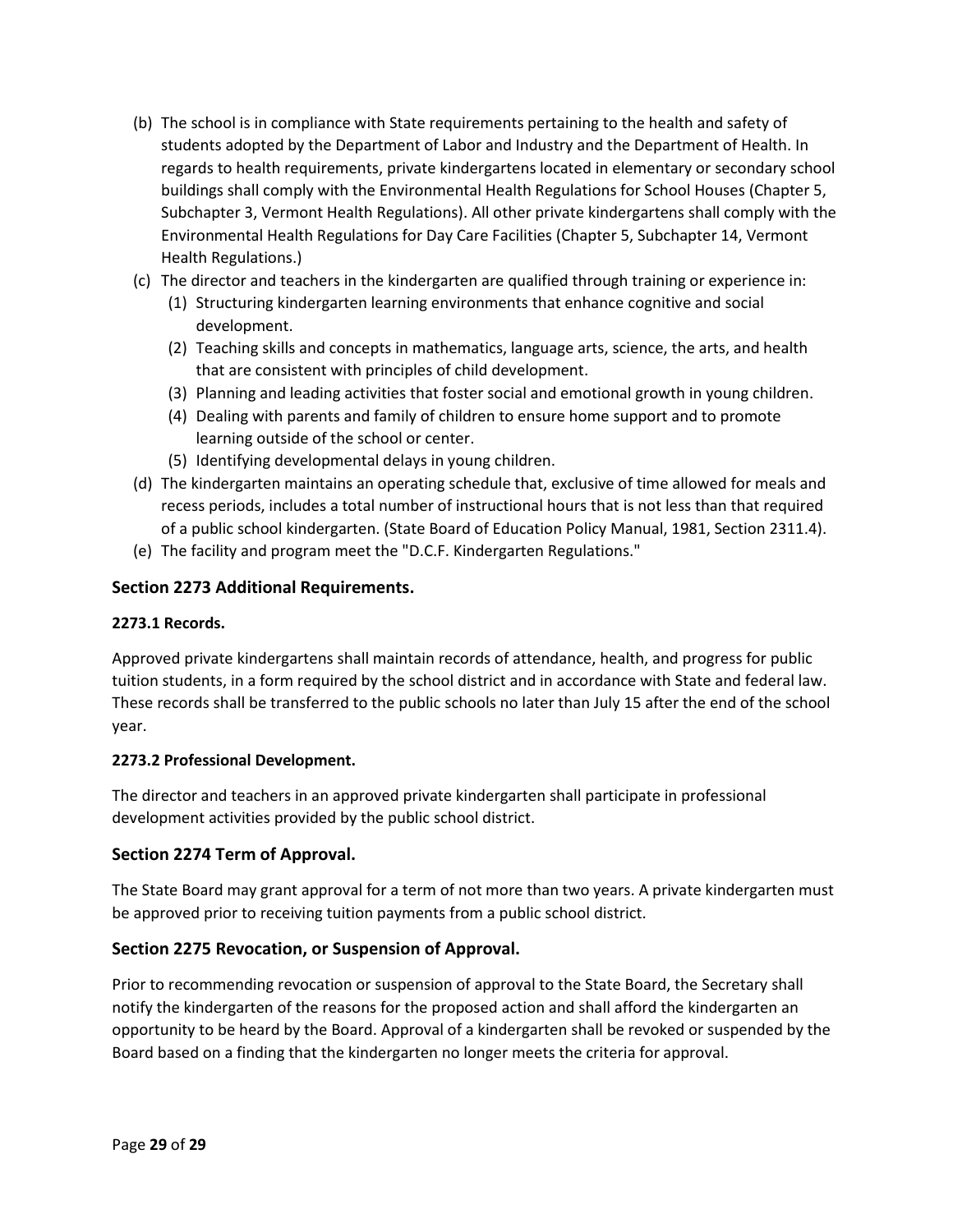(b) The school is in compliance with State requirements pertaining to the health and safety of students adopted by the Department of Labor and Industry and the Department of Health. In regards to health requirements, private kindergartens located in elementary or secondary school buildings shall comply with the Environmental Health Regulations for School Houses (Chapter 5, Subchapter 3, Vermont Health Regulations). All other private kindergartens shall comply with the Environmental Health Regulations for Day Care Facilities (Chapter 5, Subchapter 14, Vermont Health Regulations.)

(c) The director and teachers in the kindergarten are qualified through training or experience in:
   - (1) Structuring kindergarten learning environments that enhance cognitive and social development.
   - (2) Teaching skills and concepts in mathematics, language arts, science, the arts, and health that are consistent with principles of child development.
   - (3) Planning and leading activities that foster social and emotional growth in young children.
   - (4) Dealing with parents and family of children to ensure home support and to promote learning outside of the school or center.
   - (5) Identifying developmental delays in young children.

(d) The kindergarten maintains an operating schedule that, exclusive of time allowed for meals and recess periods, includes a total number of instructional hours that is not less than that required of a public school kindergarten. (State Board of Education Policy Manual, 1981, Section 2311.4).

(e) The facility and program meet the "D.C.F. Kindergarten Regulations."

## Section 2273 Additional Requirements.

### 2273.1 Records.

Approved private kindergartens shall maintain records of attendance, health, and progress for public tuition students, in a form required by the school district and in accordance with State and federal law. These records shall be transferred to the public schools no later than July 15 after the end of the school year.

### 2273.2 Professional Development.

The director and teachers in an approved private kindergarten shall participate in professional development activities provided by the public school district.

## Section 2274 Term of Approval.

The State Board may grant approval for a term of not more than two years. A private kindergarten must be approved prior to receiving tuition payments from a public school district.

## Section 2275 Revocation, or Suspension of Approval.

Prior to recommending revocation or suspension of approval to the State Board, the Secretary shall notify the kindergarten of the reasons for the proposed action and shall afford the kindergarten an opportunity to be heard by the Board. Approval of a kindergarten shall be revoked or suspended by the Board based on a finding that the kindergarten no longer meets the criteria for approval.